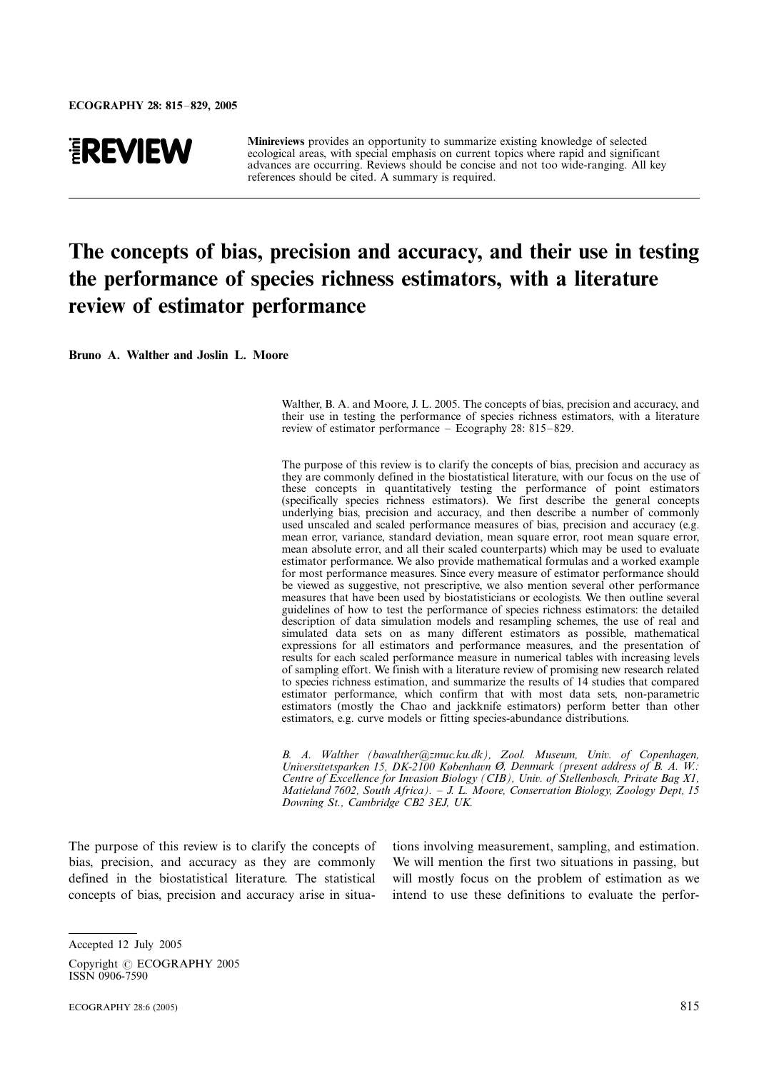**mini REVIEW**

**Minireviews** provides an opportunity to summarize existing knowledge of selected ecological areas, with special emphasis on current topics where rapid and significant advances are occurring. Reviews should be concise and not too wide-ranging. All key references should be cited. A summary is required.

# The concepts of bias, precision and accuracy, and their use in testing the performance of species richness estimators, with a literature review of estimator performance

**Bruno A. Walther and Joslin L. Moore**

Walther, B. A. and Moore, J. L. 2005. The concepts of bias, precision and accuracy, and their use in testing the performance of species richness estimators, with a literature review of estimator performance – Ecography 28: 815–829.

The purpose of this review is to clarify the concepts of bias, precision and accuracy as they are commonly defined in the biostatistical literature, with our focus on the use of these concepts in quantitatively testing the performance of point estimators (specifically species richness estimators). We first describe the general concepts underlying bias, precision and accuracy, and then describe a number of commonly used unscaled and scaled performance measures of bias, precision and accuracy (e.g. mean error, variance, standard deviation, mean square error, root mean square error, mean absolute error, and all their scaled counterparts) which may be used to evaluate estimator performance. We also provide mathematical formulas and a worked example for most performance measures. Since every measure of estimator performance should be viewed as suggestive, not prescriptive, we also mention several other performance measures that have been used by biostatisticians or ecologists. We then outline several guidelines of how to test the performance of species richness estimators: the detailed description of data simulation models and resampling schemes, the use of real and simulated data sets on as many different estimators as possible, mathematical expressions for all estimators and performance measures, and the presentation of results for each scaled performance measure in numerical tables with increasing levels of sampling effort. We finish with a literature review of promising new research related to species richness estimation, and summarize the results of 14 studies that compared estimator performance, which confirm that with most data sets, non-parametric estimators (mostly the Chao and jackknife estimators) perform better than other estimators, e.g. curve models or fitting species-abundance distributions.

*B. A. Walther (bawalther@zmuc.ku.dk), Zool. Museum, Univ. of Copenhagen, Universitetsparken 15, DK-2100 København Ø, Denmark (present address of B. A. W.: Centre of Excellence for Invasion Biology (CIB), Univ. of Stellenbosch, Private Bag X1, Matieland 7602, South Africa). – J. L. Moore, Conservation Biology, Zoology Dept, 15 Downing St., Cambridge CB2 3EJ, UK.*

The purpose of this review is to clarify the concepts of bias, precision, and accuracy as they are commonly defined in the biostatistical literature. The statistical concepts of bias, precision and accuracy arise in situations involving measurement, sampling, and estimation. We will mention the first two situations in passing, but will mostly focus on the problem of estimation as we intend to use these definitions to evaluate the perfor-

Accepted 12 July 2005

Copyright © ECOGRAPHY 2005
ISSN 0906-7590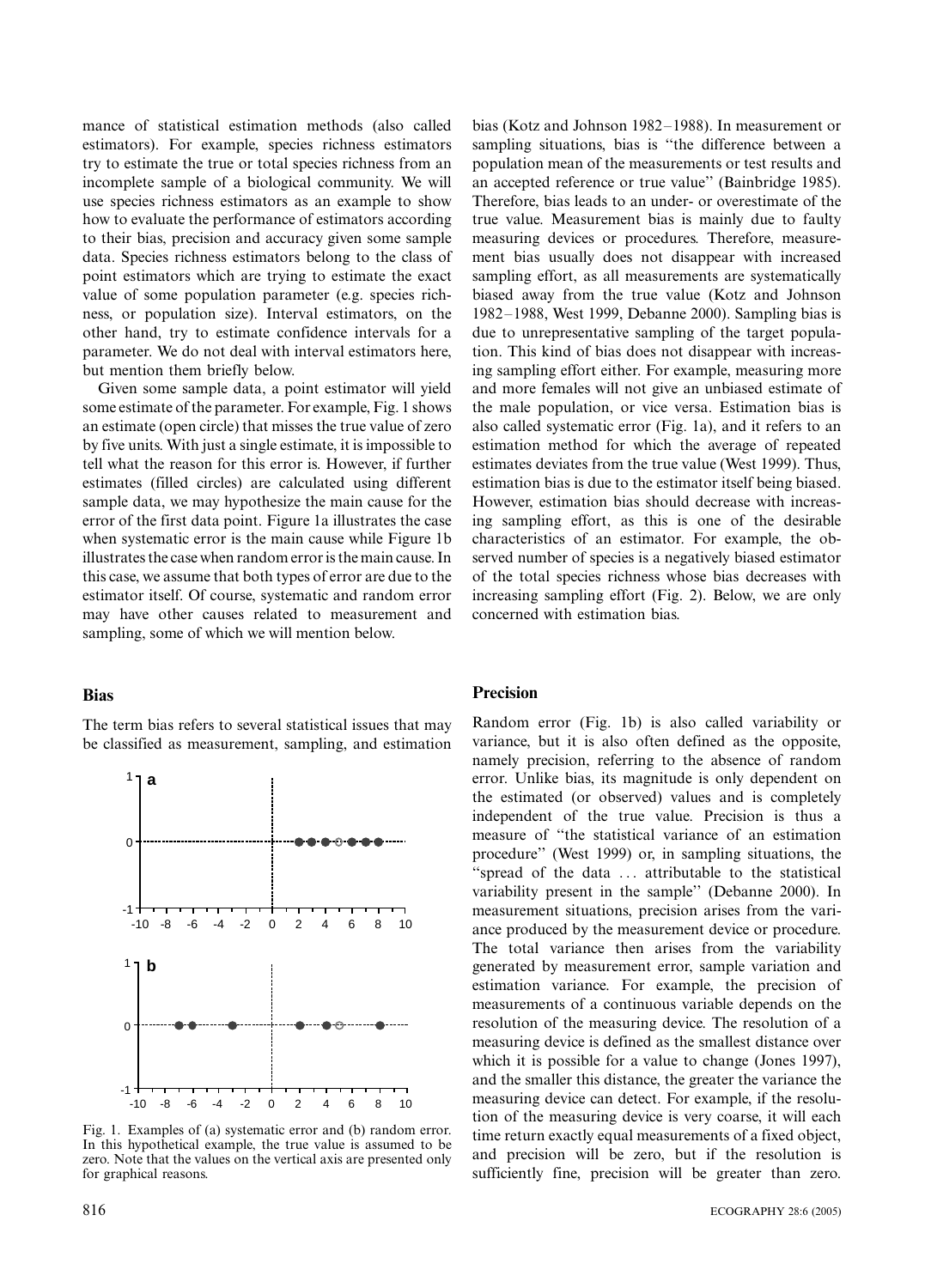mance of statistical estimation methods (also called estimators). For example, species richness estimators try to estimate the true or total species richness from an incomplete sample of a biological community. We will use species richness estimators as an example to show how to evaluate the performance of estimators according to their bias, precision and accuracy given some sample data. Species richness estimators belong to the class of point estimators which are trying to estimate the exact value of some population parameter (e.g. species richness, or population size). Interval estimators, on the other hand, try to estimate confidence intervals for a parameter. We do not deal with interval estimators here, but mention them briefly below.

Given some sample data, a point estimator will yield some estimate of the parameter. For example, Fig. 1 shows an estimate (open circle) that misses the true value of zero by five units. With just a single estimate, it is impossible to tell what the reason for this error is. However, if further estimates (filled circles) are calculated using different sample data, we may hypothesize the main cause for the error of the first data point. Figure 1a illustrates the case when systematic error is the main cause while Figure 1b illustrates the case when random error is the main cause. In this case, we assume that both types of error are due to the estimator itself. Of course, systematic and random error may have other causes related to measurement and sampling, some of which we will mention below.

## Bias

The term bias refers to several statistical issues that may be classified as measurement, sampling, and estimation bias (Kotz and Johnson 1982–1988). In measurement or sampling situations, bias is "the difference between a population mean of the measurements or test results and an accepted reference or true value" (Bainbridge 1985). Therefore, bias leads to an under- or overestimate of the true value. Measurement bias is mainly due to faulty measuring devices or procedures. Therefore, measurement bias usually does not disappear with increased sampling effort, as all measurements are systematically biased away from the true value (Kotz and Johnson 1982–1988, West 1999, Debanne 2000). Sampling bias is due to unrepresentative sampling of the target population. This kind of bias does not disappear with increasing sampling effort either. For example, measuring more and more females will not give an unbiased estimate of the male population, or vice versa. Estimation bias is also called systematic error (Fig. 1a), and it refers to an estimation method for which the average of repeated estimates deviates from the true value (West 1999). Thus, estimation bias is due to the estimator itself being biased. However, estimation bias should decrease with increasing sampling effort, as this is one of the desirable characteristics of an estimator. For example, the observed number of species is a negatively biased estimator of the total species richness whose bias decreases with increasing sampling effort (Fig. 2). Below, we are only concerned with estimation bias.

a

1
0
-1
-10 -8 -6 -4 -2 0 2 4 6 8 10

b

1
0
-1
-10 -8 -6 -4 -2 0 2 4 6 8 10

Fig. 1. Examples of (a) systematic error and (b) random error. In this hypothetical example, the true value is assumed to be zero. Note that the values on the vertical axis are presented only for graphical reasons.

## Precision

Random error (Fig. 1b) is also called variability or variance, but it is also often defined as the opposite, namely precision, referring to the absence of random error. Unlike bias, its magnitude is only dependent on the estimated (or observed) values and is completely independent of the true value. Precision is thus a measure of "the statistical variance of an estimation procedure" (West 1999) or, in sampling situations, the "spread of the data ... attributable to the statistical variability present in the sample" (Debanne 2000). In measurement situations, precision arises from the variance produced by the measurement device or procedure. The total variance then arises from the variability generated by measurement error, sample variation and estimation variance. For example, the precision of measurements of a continuous variable depends on the resolution of the measuring device. The resolution of a measuring device is defined as the smallest distance over which it is possible for a value to change (Jones 1997), and the smaller this distance, the greater the variance the measuring device can detect. For example, if the resolution of the measuring device is very coarse, it will each time return exactly equal measurements of a fixed object, and precision will be zero, but if the resolution is sufficiently fine, precision will be greater than zero.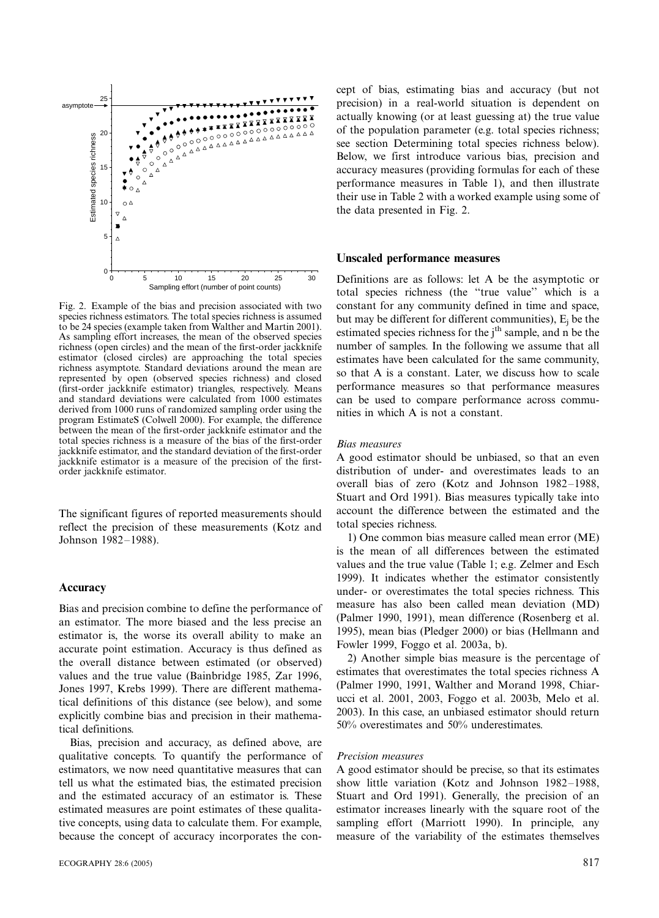Fig. 2. Example of the bias and precision associated with two species richness estimators. The total species richness is assumed to be 24 species (example taken from Walther and Martin 2001). As sampling effort increases, the mean of the observed species richness (open circles) and the mean of the first-order jackknife estimator (closed circles) are approaching the total species richness asymptote. Standard deviations around the mean are represented by open (observed species richness) and closed (first-order jackknife estimator) triangles, respectively. Means and standard deviations were calculated from 1000 estimates derived from 1000 runs of randomized sampling order using the program EstimateS (Colwell 2000). For example, the difference between the mean of the first-order jackknife estimator and the total species richness is a measure of the bias of the first-order jackknife estimator, and the standard deviation of the first-order jackknife estimator is a measure of the precision of the first-order jackknife estimator.

The significant figures of reported measurements should reflect the precision of these measurements (Kotz and Johnson 1982–1988).

## Accuracy

Bias and precision combine to define the performance of an estimator. The more biased and the less precise an estimator is, the worse its overall ability to make an accurate point estimation. Accuracy is thus defined as the overall distance between estimated (or observed) values and the true value (Bainbridge 1985, Zar 1996, Jones 1997, Krebs 1999). There are different mathematical definitions of this distance (see below), and some explicitly combine bias and precision in their mathematical definitions.

Bias, precision and accuracy, as defined above, are qualitative concepts. To quantify the performance of estimators, we now need quantitative measures that can tell us what the estimated bias, the estimated precision and the estimated accuracy of an estimator is. These estimated measures are point estimates of these qualitative concepts, using data to calculate them. For example, because the concept of accuracy incorporates the concept of bias, estimating bias and accuracy (but not precision) in a real-world situation is dependent on actually knowing (or at least guessing at) the true value of the population parameter (e.g. total species richness; see section Determining total species richness below). Below, we first introduce various bias, precision and accuracy measures (providing formulas for each of these performance measures in Table 1), and then illustrate their use in Table 2 with a worked example using some of the data presented in Fig. 2.

## Unscaled performance measures

Definitions are as follows: let A be the asymptotic or total species richness (the "true value" which is a constant for any community defined in time and space, but may be different for different communities), $E_j$ be the estimated species richness for the $j^{th}$ sample, and n be the number of samples. In the following we assume that all estimates have been calculated for the same community, so that A is a constant. Later, we discuss how to scale performance measures so that performance measures can be used to compare performance across communities in which A is not a constant.

### *Bias measures*

A good estimator should be unbiased, so that an even distribution of under- and overestimates leads to an overall bias of zero (Kotz and Johnson 1982–1988, Stuart and Ord 1991). Bias measures typically take into account the difference between the estimated and the total species richness.

1) One common bias measure called mean error (ME) is the mean of all differences between the estimated values and the true value (Table 1; e.g. Zelmer and Esch 1999). It indicates whether the estimator consistently under- or overestimates the total species richness. This measure has also been called mean deviation (MD) (Palmer 1990, 1991), mean difference (Rosenberg et al. 1995), mean bias (Pledger 2000) or bias (Hellmann and Fowler 1999, Foggo et al. 2003a, b).

2) Another simple bias measure is the percentage of estimates that overestimates the total species richness A (Palmer 1990, 1991, Walther and Morand 1998, Chiarucci et al. 2001, 2003, Foggo et al. 2003b, Melo et al. 2003). In this case, an unbiased estimator should return 50% overestimates and 50% underestimates.

### *Precision measures*

A good estimator should be precise, so that its estimates show little variation (Kotz and Johnson 1982–1988, Stuart and Ord 1991). Generally, the precision of an estimator increases linearly with the square root of the sampling effort (Marriott 1990). In principle, any measure of the variability of the estimates themselves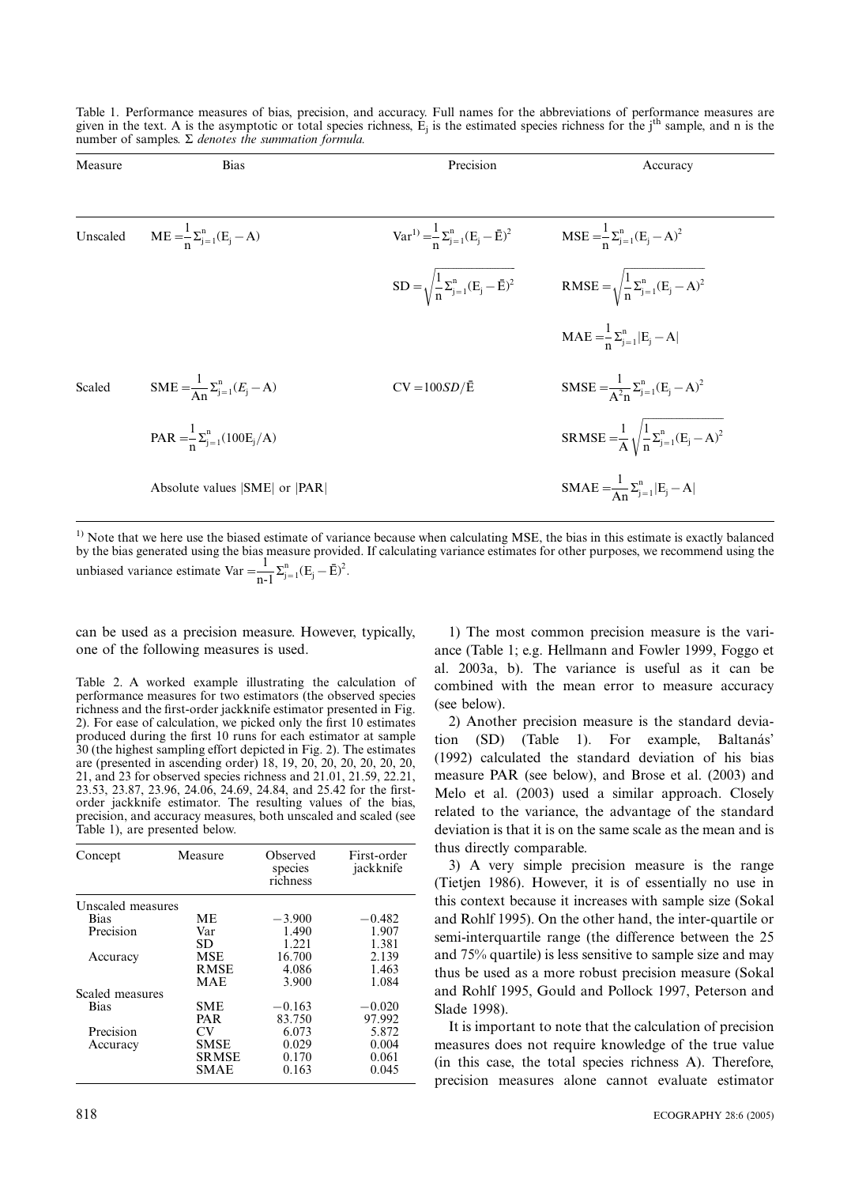Table 1. Performance measures of bias, precision, and accuracy. Full names for the abbreviations of performance measures are given in the text. A is the asymptotic or total species richness, $E_j$ is the estimated species richness for the j[th] sample, and n is the number of samples. Σ *denotes the summation formula.*

| Measure | Bias | Precision | Accuracy |
|---|---|---|---|
| Unscaled | $ME = \frac{1}{n}\Sigma_{j=1}^{n}(E_j - A)$ | $Var^{1)} = \frac{1}{n}\Sigma_{j=1}^{n}(E_j - \bar{E})^2$ | $MSE = \frac{1}{n}\Sigma_{j=1}^{n}(E_j - A)^2$ |
| | | $SD = \sqrt{\frac{1}{n}\Sigma_{j=1}^{n}(E_j - \bar{E})^2}$ | $RMSE = \sqrt{\frac{1}{n}\Sigma_{j=1}^{n}(E_j - A)^2}$ |
| | | | $MAE = \frac{1}{n}\Sigma_{j=1}^{n}\lvert E_j - A\rvert$ |
| Scaled | $SME = \frac{1}{An}\Sigma_{j=1}^{n}(E_j - A)$ | $CV = 100SD/\bar{E}$ | $SMSE = \frac{1}{A^2 n}\Sigma_{j=1}^{n}(E_j - A)^2$ |
| | $PAR = \frac{1}{n}\Sigma_{j=1}^{n}(100E_j/A)$ | | $SRMSE = \frac{1}{A}\sqrt{\frac{1}{n}\Sigma_{j=1}^{n}(E_j - A)^2}$ |
| | Absolute values $\lvert SME\rvert$ or $\lvert PAR\rvert$ | | $SMAE = \frac{1}{An}\Sigma_{j=1}^{n}\lvert E_j - A\rvert$ |

[1)] Note that we here use the biased estimate of variance because when calculating MSE, the bias in this estimate is exactly balanced by the bias generated using the bias measure provided. If calculating variance estimates for other purposes, we recommend using the unbiased variance estimate $Var = \frac{1}{n-1}\Sigma_{j=1}^{n}(E_j - \bar{E})^2$.

can be used as a precision measure. However, typically, one of the following measures is used.

Table 2. A worked example illustrating the calculation of performance measures for two estimators (the observed species richness and the first-order jackknife estimator presented in Fig. 2). For ease of calculation, we picked only the first 10 estimates produced during the first 10 runs for each estimator at sample 30 (the highest sampling effort depicted in Fig. 2). The estimates are (presented in ascending order) 18, 19, 20, 20, 20, 20, 20, 21, and 23 for observed species richness and 21.01, 21.59, 22.21, 23.53, 23.87, 23.96, 24.06, 24.69, 24.84, and 25.42 for the first-order jackknife estimator. The resulting values of the bias, precision, and accuracy measures, both unscaled and scaled (see Table 1), are presented below.

| Concept | Measure | Observed species richness | First-order jackknife |
|---|---|---|---|
| Unscaled measures | | | |
| Bias | ME | −3.900 | −0.482 |
| Precision | Var | 1.490 | 1.907 |
| | SD | 1.221 | 1.381 |
| Accuracy | MSE | 16.700 | 2.139 |
| | RMSE | 4.086 | 1.463 |
| | MAE | 3.900 | 1.084 |
| Scaled measures | | | |
| Bias | SME | −0.163 | −0.020 |
| | PAR | 83.750 | 97.992 |
| Precision | CV | 6.073 | 5.872 |
| Accuracy | SMSE | 0.029 | 0.004 |
| | SRMSE | 0.170 | 0.061 |
| | SMAE | 0.163 | 0.045 |

1) The most common precision measure is the variance (Table 1; e.g. Hellmann and Fowler 1999, Foggo et al. 2003a, b). The variance is useful as it can be combined with the mean error to measure accuracy (see below).

2) Another precision measure is the standard deviation (SD) (Table 1). For example, Baltanás' (1992) calculated the standard deviation of his bias measure PAR (see below), and Brose et al. (2003) and Melo et al. (2003) used a similar approach. Closely related to the variance, the advantage of the standard deviation is that it is on the same scale as the mean and is thus directly comparable.

3) A very simple precision measure is the range (Tietjen 1986). However, it is of essentially no use in this context because it increases with sample size (Sokal and Rohlf 1995). On the other hand, the inter-quartile or semi-interquartile range (the difference between the 25 and 75% quartile) is less sensitive to sample size and may thus be used as a more robust precision measure (Sokal and Rohlf 1995, Gould and Pollock 1997, Peterson and Slade 1998).

It is important to note that the calculation of precision measures does not require knowledge of the true value (in this case, the total species richness A). Therefore, precision measures alone cannot evaluate estimator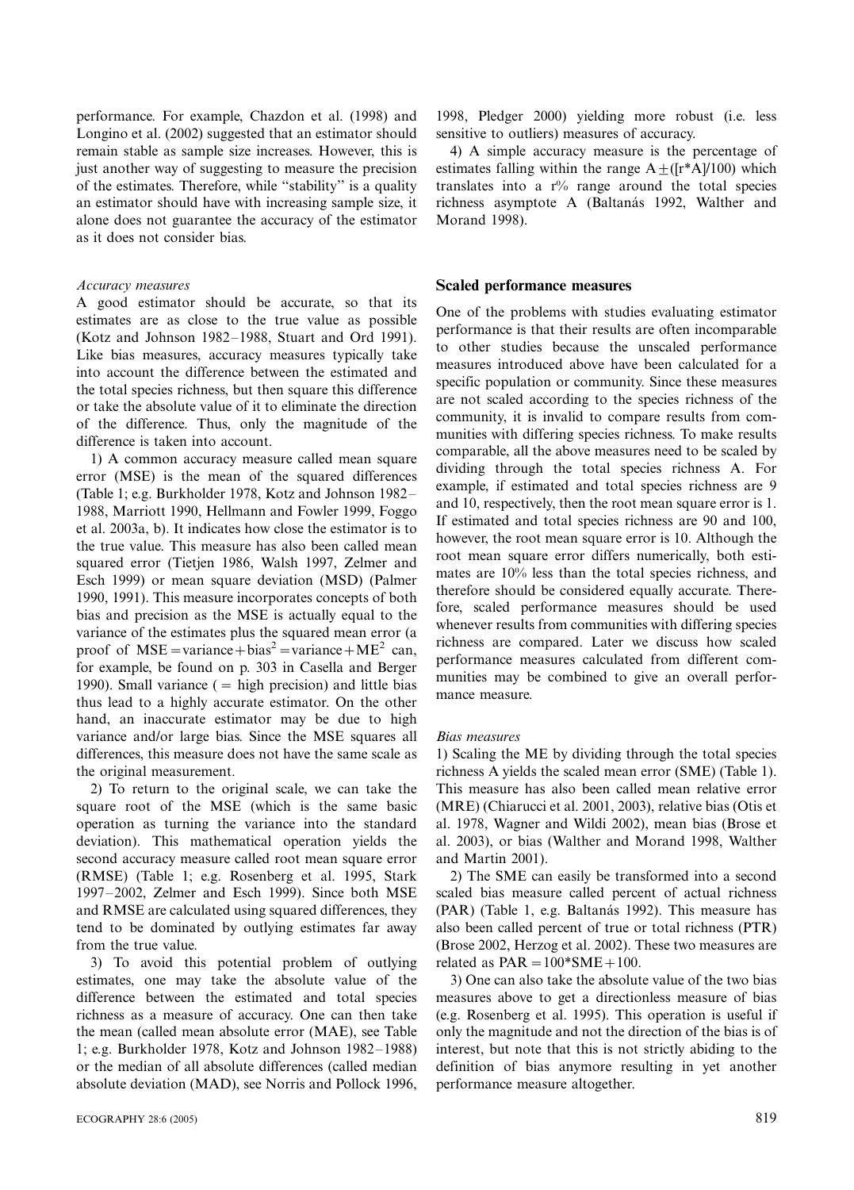performance. For example, Chazdon et al. (1998) and Longino et al. (2002) suggested that an estimator should remain stable as sample size increases. However, this is just another way of suggesting to measure the precision of the estimates. Therefore, while "stability" is a quality an estimator should have with increasing sample size, it alone does not guarantee the accuracy of the estimator as it does not consider bias.

### *Accuracy measures*

A good estimator should be accurate, so that its estimates are as close to the true value as possible (Kotz and Johnson 1982–1988, Stuart and Ord 1991). Like bias measures, accuracy measures typically take into account the difference between the estimated and the total species richness, but then square this difference or take the absolute value of it to eliminate the direction of the difference. Thus, only the magnitude of the difference is taken into account.

1) A common accuracy measure called mean square error (MSE) is the mean of the squared differences (Table 1; e.g. Burkholder 1978, Kotz and Johnson 1982–1988, Marriott 1990, Hellmann and Fowler 1999, Foggo et al. 2003a, b). It indicates how close the estimator is to the true value. This measure has also been called mean squared error (Tietjen 1986, Walsh 1997, Zelmer and Esch 1999) or mean square deviation (MSD) (Palmer 1990, 1991). This measure incorporates concepts of both bias and precision as the MSE is actually equal to the variance of the estimates plus the squared mean error (a proof of $MSE = variance + bias^2 = variance + ME^2$ can, for example, be found on p. 303 in Casella and Berger 1990). Small variance (= high precision) and little bias thus lead to a highly accurate estimator. On the other hand, an inaccurate estimator may be due to high variance and/or large bias. Since the MSE squares all differences, this measure does not have the same scale as the original measurement.

2) To return to the original scale, we can take the square root of the MSE (which is the same basic operation as turning the variance into the standard deviation). This mathematical operation yields the second accuracy measure called root mean square error (RMSE) (Table 1; e.g. Rosenberg et al. 1995, Stark 1997–2002, Zelmer and Esch 1999). Since both MSE and RMSE are calculated using squared differences, they tend to be dominated by outlying estimates far away from the true value.

3) To avoid this potential problem of outlying estimates, one may take the absolute value of the difference between the estimated and total species richness as a measure of accuracy. One can then take the mean (called mean absolute error (MAE), see Table 1; e.g. Burkholder 1978, Kotz and Johnson 1982–1988) or the median of all absolute differences (called median absolute deviation (MAD), see Norris and Pollock 1996, 1998, Pledger 2000) yielding more robust (i.e. less sensitive to outliers) measures of accuracy.

4) A simple accuracy measure is the percentage of estimates falling within the range $A \pm ([r*A]/100)$ which translates into a r% range around the total species richness asymptote A (Baltanás 1992, Walther and Morand 1998).

## Scaled performance measures

One of the problems with studies evaluating estimator performance is that their results are often incomparable to other studies because the unscaled performance measures introduced above have been calculated for a specific population or community. Since these measures are not scaled according to the species richness of the community, it is invalid to compare results from communities with differing species richness. To make results comparable, all the above measures need to be scaled by dividing through the total species richness A. For example, if estimated and total species richness are 9 and 10, respectively, then the root mean square error is 1. If estimated and total species richness are 90 and 100, however, the root mean square error is 10. Although the root mean square error differs numerically, both estimates are 10% less than the total species richness, and therefore should be considered equally accurate. Therefore, scaled performance measures should be used whenever results from communities with differing species richness are compared. Later we discuss how scaled performance measures calculated from different communities may be combined to give an overall performance measure.

### *Bias measures*

1) Scaling the ME by dividing through the total species richness A yields the scaled mean error (SME) (Table 1). This measure has also been called mean relative error (MRE) (Chiarucci et al. 2001, 2003), relative bias (Otis et al. 1978, Wagner and Wildi 2002), mean bias (Brose et al. 2003), or bias (Walther and Morand 1998, Walther and Martin 2001).

2) The SME can easily be transformed into a second scaled bias measure called percent of actual richness (PAR) (Table 1, e.g. Baltanás 1992). This measure has also been called percent of true or total richness (PTR) (Brose 2002, Herzog et al. 2002). These two measures are related as $PAR = 100*SME + 100$.

3) One can also take the absolute value of the two bias measures above to get a directionless measure of bias (e.g. Rosenberg et al. 1995). This operation is useful if only the magnitude and not the direction of the bias is of interest, but note that this is not strictly abiding to the definition of bias anymore resulting in yet another performance measure altogether.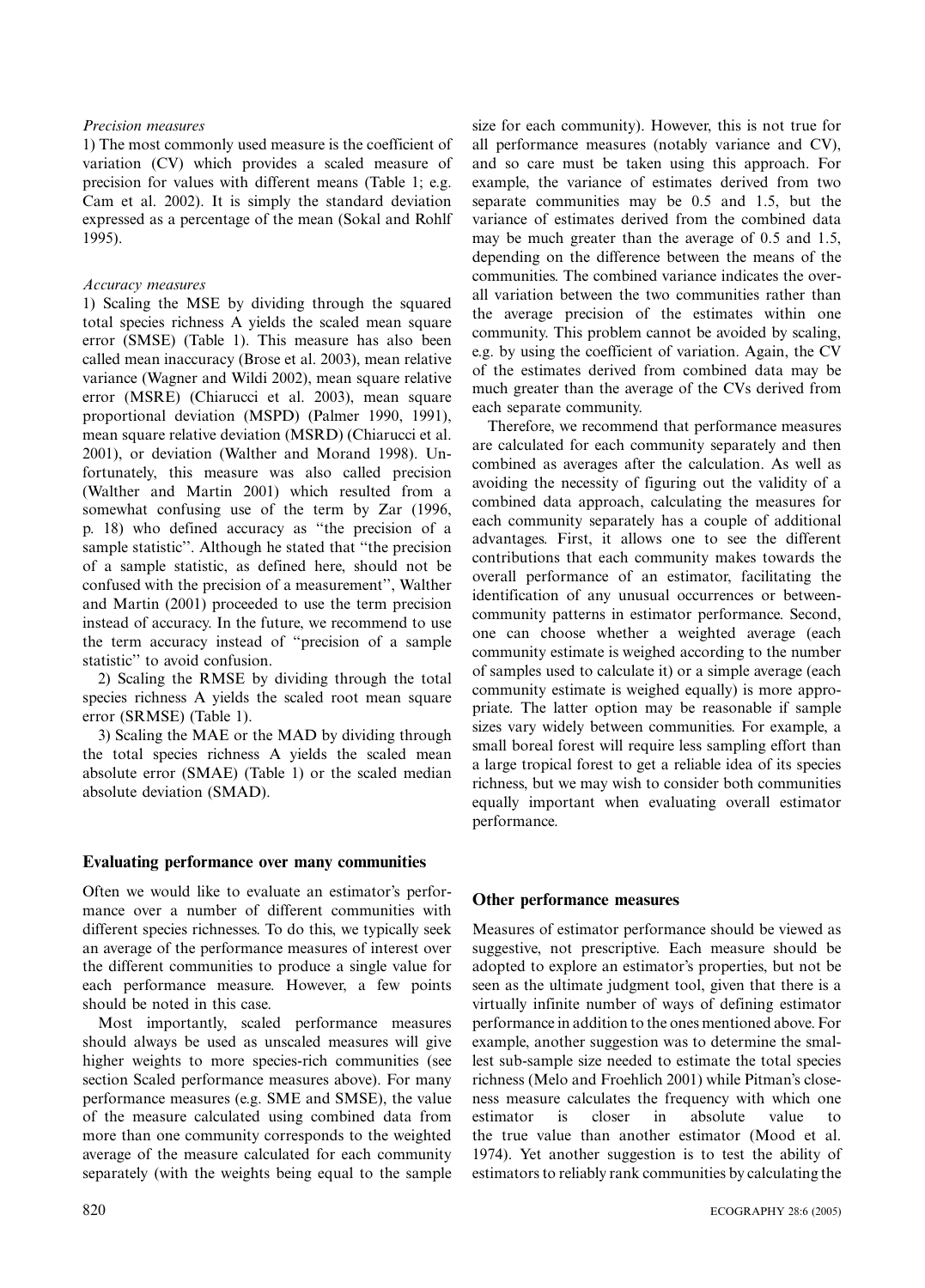*Precision measures*

1) The most commonly used measure is the coefficient of variation (CV) which provides a scaled measure of precision for values with different means (Table 1; e.g. Cam et al. 2002). It is simply the standard deviation expressed as a percentage of the mean (Sokal and Rohlf 1995).

*Accuracy measures*

1) Scaling the MSE by dividing through the squared total species richness A yields the scaled mean square error (SMSE) (Table 1). This measure has also been called mean inaccuracy (Brose et al. 2003), mean relative variance (Wagner and Wildi 2002), mean square relative error (MSRE) (Chiarucci et al. 2003), mean square proportional deviation (MSPD) (Palmer 1990, 1991), mean square relative deviation (MSRD) (Chiarucci et al. 2001), or deviation (Walther and Morand 1998). Unfortunately, this measure was also called precision (Walther and Martin 2001) which resulted from a somewhat confusing use of the term by Zar (1996, p. 18) who defined accuracy as "the precision of a sample statistic". Although he stated that "the precision of a sample statistic, as defined here, should not be confused with the precision of a measurement", Walther and Martin (2001) proceeded to use the term precision instead of accuracy. In the future, we recommend to use the term accuracy instead of "precision of a sample statistic" to avoid confusion.

2) Scaling the RMSE by dividing through the total species richness A yields the scaled root mean square error (SRMSE) (Table 1).

3) Scaling the MAE or the MAD by dividing through the total species richness A yields the scaled mean absolute error (SMAE) (Table 1) or the scaled median absolute deviation (SMAD).

## Evaluating performance over many communities

Often we would like to evaluate an estimator's performance over a number of different communities with different species richnesses. To do this, we typically seek an average of the performance measures of interest over the different communities to produce a single value for each performance measure. However, a few points should be noted in this case.

Most importantly, scaled performance measures should always be used as unscaled measures will give higher weights to more species-rich communities (see section Scaled performance measures above). For many performance measures (e.g. SME and SMSE), the value of the measure calculated using combined data from more than one community corresponds to the weighted average of the measure calculated for each community separately (with the weights being equal to the sample size for each community). However, this is not true for all performance measures (notably variance and CV), and so care must be taken using this approach. For example, the variance of estimates derived from two separate communities may be 0.5 and 1.5, but the variance of estimates derived from the combined data may be much greater than the average of 0.5 and 1.5, depending on the difference between the means of the communities. The combined variance indicates the overall variation between the two communities rather than the average precision of the estimates within one community. This problem cannot be avoided by scaling, e.g. by using the coefficient of variation. Again, the CV of the estimates derived from combined data may be much greater than the average of the CVs derived from each separate community.

Therefore, we recommend that performance measures are calculated for each community separately and then combined as averages after the calculation. As well as avoiding the necessity of figuring out the validity of a combined data approach, calculating the measures for each community separately has a couple of additional advantages. First, it allows one to see the different contributions that each community makes towards the overall performance of an estimator, facilitating the identification of any unusual occurrences or between-community patterns in estimator performance. Second, one can choose whether a weighted average (each community estimate is weighed according to the number of samples used to calculate it) or a simple average (each community estimate is weighed equally) is more appropriate. The latter option may be reasonable if sample sizes vary widely between communities. For example, a small boreal forest will require less sampling effort than a large tropical forest to get a reliable idea of its species richness, but we may wish to consider both communities equally important when evaluating overall estimator performance.

## Other performance measures

Measures of estimator performance should be viewed as suggestive, not prescriptive. Each measure should be adopted to explore an estimator's properties, but not be seen as the ultimate judgment tool, given that there is a virtually infinite number of ways of defining estimator performance in addition to the ones mentioned above. For example, another suggestion was to determine the smallest sub-sample size needed to estimate the total species richness (Melo and Froehlich 2001) while Pitman's closeness measure calculates the frequency with which one estimator is closer in absolute value to the true value than another estimator (Mood et al. 1974). Yet another suggestion is to test the ability of estimators to reliably rank communities by calculating the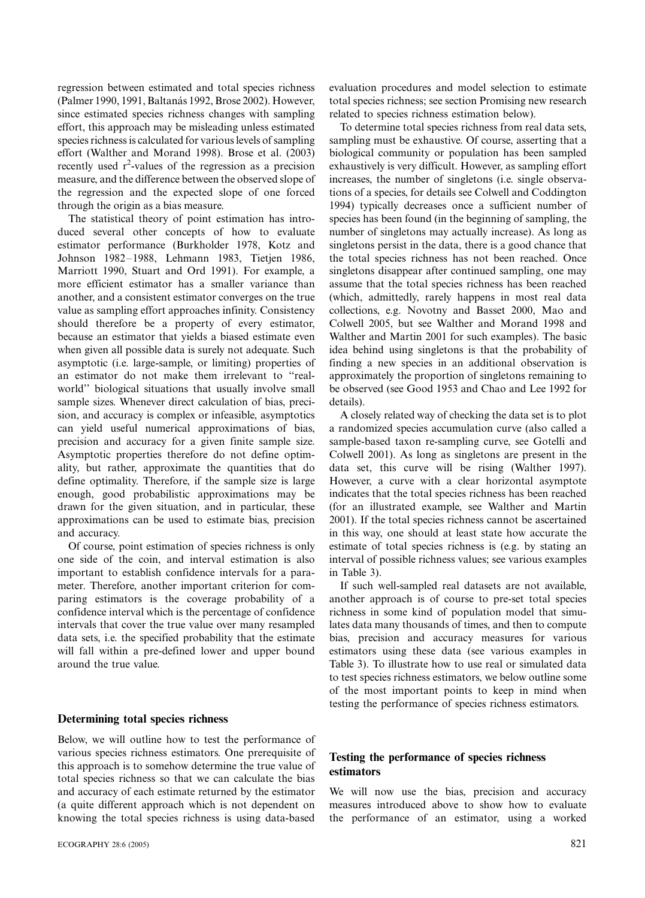regression between estimated and total species richness (Palmer 1990, 1991, Baltanás 1992, Brose 2002). However, since estimated species richness changes with sampling effort, this approach may be misleading unless estimated species richness is calculated for various levels of sampling effort (Walther and Morand 1998). Brose et al. (2003) recently used $r^2$-values of the regression as a precision measure, and the difference between the observed slope of the regression and the expected slope of one forced through the origin as a bias measure.

The statistical theory of point estimation has introduced several other concepts of how to evaluate estimator performance (Burkholder 1978, Kotz and Johnson 1982–1988, Lehmann 1983, Tietjen 1986, Marriott 1990, Stuart and Ord 1991). For example, a more efficient estimator has a smaller variance than another, and a consistent estimator converges on the true value as sampling effort approaches infinity. Consistency should therefore be a property of every estimator, because an estimator that yields a biased estimate even when given all possible data is surely not adequate. Such asymptotic (i.e. large-sample, or limiting) properties of an estimator do not make them irrelevant to "real-world" biological situations that usually involve small sample sizes. Whenever direct calculation of bias, precision, and accuracy is complex or infeasible, asymptotics can yield useful numerical approximations of bias, precision and accuracy for a given finite sample size. Asymptotic properties therefore do not define optimality, but rather, approximate the quantities that do define optimality. Therefore, if the sample size is large enough, good probabilistic approximations may be drawn for the given situation, and in particular, these approximations can be used to estimate bias, precision and accuracy.

Of course, point estimation of species richness is only one side of the coin, and interval estimation is also important to establish confidence intervals for a parameter. Therefore, another important criterion for comparing estimators is the coverage probability of a confidence interval which is the percentage of confidence intervals that cover the true value over many resampled data sets, i.e. the specified probability that the estimate will fall within a pre-defined lower and upper bound around the true value.

## Determining total species richness

Below, we will outline how to test the performance of various species richness estimators. One prerequisite of this approach is to somehow determine the true value of total species richness so that we can calculate the bias and accuracy of each estimate returned by the estimator (a quite different approach which is not dependent on knowing the total species richness is using data-based evaluation procedures and model selection to estimate total species richness; see section Promising new research related to species richness estimation below).

To determine total species richness from real data sets, sampling must be exhaustive. Of course, asserting that a biological community or population has been sampled exhaustively is very difficult. However, as sampling effort increases, the number of singletons (i.e. single observations of a species, for details see Colwell and Coddington 1994) typically decreases once a sufficient number of species has been found (in the beginning of sampling, the number of singletons may actually increase). As long as singletons persist in the data, there is a good chance that the total species richness has not been reached. Once singletons disappear after continued sampling, one may assume that the total species richness has been reached (which, admittedly, rarely happens in most real data collections, e.g. Novotny and Basset 2000, Mao and Colwell 2005, but see Walther and Morand 1998 and Walther and Martin 2001 for such examples). The basic idea behind using singletons is that the probability of finding a new species in an additional observation is approximately the proportion of singletons remaining to be observed (see Good 1953 and Chao and Lee 1992 for details).

A closely related way of checking the data set is to plot a randomized species accumulation curve (also called a sample-based taxon re-sampling curve, see Gotelli and Colwell 2001). As long as singletons are present in the data set, this curve will be rising (Walther 1997). However, a curve with a clear horizontal asymptote indicates that the total species richness has been reached (for an illustrated example, see Walther and Martin 2001). If the total species richness cannot be ascertained in this way, one should at least state how accurate the estimate of total species richness is (e.g. by stating an interval of possible richness values; see various examples in Table 3).

If such well-sampled real datasets are not available, another approach is of course to pre-set total species richness in some kind of population model that simulates data many thousands of times, and then to compute bias, precision and accuracy measures for various estimators using these data (see various examples in Table 3). To illustrate how to use real or simulated data to test species richness estimators, we below outline some of the most important points to keep in mind when testing the performance of species richness estimators.

## Testing the performance of species richness estimators

We will now use the bias, precision and accuracy measures introduced above to show how to evaluate the performance of an estimator, using a worked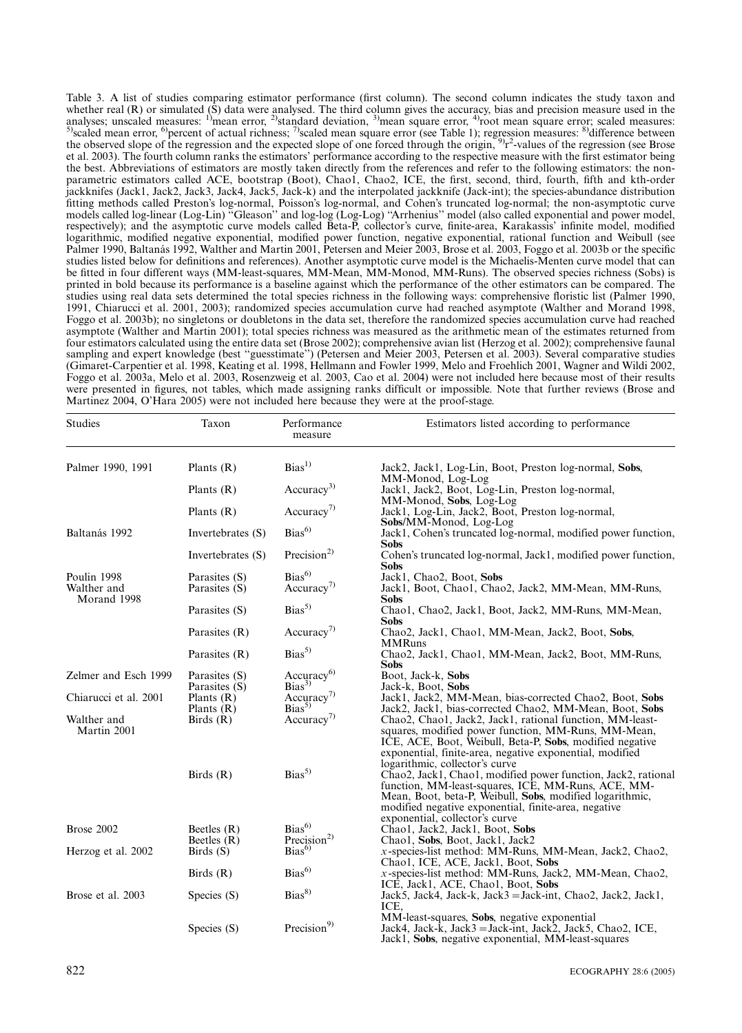Table 3. A list of studies comparing estimator performance (first column). The second column indicates the study taxon and whether real (R) or simulated (S) data were analysed. The third column gives the accuracy, bias and precision measure used in the analyses; unscaled measures: [1]mean error, [2]standard deviation, [3]mean square error, [4]root mean square error; scaled measures: [5]scaled mean error, [6]percent of actual richness; [7]scaled mean square error (see Table 1); regression measures: [8]difference between the observed slope of the regression and the expected slope of one forced through the origin, [9]$r^2$-values of the regression (see Brose et al. 2003). The fourth column ranks the estimators' performance according to the respective measure with the first estimator being the best. Abbreviations of estimators are mostly taken directly from the references and refer to the following estimators: the non-parametric estimators called ACE, bootstrap (Boot), Chao1, Chao2, ICE, the first, second, third, fourth, fifth and kth-order jackknifes (Jack1, Jack2, Jack3, Jack4, Jack5, Jack-k) and the interpolated jackknife (Jack-int); the species-abundance distribution fitting methods called Preston's log-normal, Poisson's log-normal, and Cohen's truncated log-normal; the non-asymptotic curve models called log-linear (Log-Lin) "Gleason" and log-log (Log-Log) "Arrhenius" model (also called exponential and power model, respectively); and the asymptotic curve models called Beta-P, collector's curve, finite-area, Karakassis' infinite model, modified logarithmic, modified negative exponential, modified power function, negative exponential, rational function and Weibull (see Palmer 1990, Baltanás 1992, Walther and Martin 2001, Petersen and Meier 2003, Brose et al. 2003, Foggo et al. 2003b or the specific studies listed below for definitions and references). Another asymptotic curve model is the Michaelis-Menten curve model that can be fitted in four different ways (MM-least-squares, MM-Mean, MM-Monod, MM-Runs). The observed species richness (Sobs) is printed in bold because its performance is a baseline against which the performance of the other estimators can be compared. The studies using real data sets determined the total species richness in the following ways: comprehensive floristic list (Palmer 1990, 1991, Chiarucci et al. 2001, 2003); randomized species accumulation curve had reached asymptote (Walther and Morand 1998, Foggo et al. 2003b); no singletons or doubletons in the data set, therefore the randomized species accumulation curve had reached asymptote (Walther and Martin 2001); total species richness was measured as the arithmetic mean of the estimates returned from four estimators calculated using the entire data set (Brose 2002); comprehensive avian list (Herzog et al. 2002); comprehensive faunal sampling and expert knowledge (best "guesstimate") (Petersen and Meier 2003, Petersen et al. 2003). Several comparative studies (Gimaret-Carpentier et al. 1998, Keating et al. 1998, Hellmann and Fowler 1999, Melo and Froehlich 2001, Wagner and Wildi 2002, Foggo et al. 2003a, Melo et al. 2003, Rosenzweig et al. 2003, Cao et al. 2004) were not included here because most of their results were presented in figures, not tables, which made assigning ranks difficult or impossible. Note that further reviews (Brose and Martinez 2004, O'Hara 2005) were not included here because they were at the proof-stage.

| Studies | Taxon | Performance measure | Estimators listed according to performance |
|---|---|---|---|
| Palmer 1990, 1991 | Plants (R) | Bias[1] | Jack2, Jack1, Log-Lin, Boot, Preston log-normal, **Sobs**, MM-Monod, Log-Log |
| | Plants (R) | Accuracy[3] | Jack1, Jack2, Boot, Log-Lin, Preston log-normal, MM-Monod, **Sobs**, Log-Log |
| | Plants (R) | Accuracy[7] | Jack1, Log-Lin, Jack2, Boot, Preston log-normal, **Sobs**/MM-Monod, Log-Log |
| Baltanás 1992 | Invertebrates (S) | Bias[6] | Jack1, Cohen's truncated log-normal, modified power function, **Sobs** |
| | Invertebrates (S) | Precision[2] | Cohen's truncated log-normal, Jack1, modified power function, **Sobs** |
| Poulin 1998 | Parasites (S) | Bias[6] | Jack1, Chao2, Boot, **Sobs** |
| Walther and Morand 1998 | Parasites (S) | Accuracy[7] | Jack1, Boot, Chao1, Chao2, Jack2, MM-Mean, MM-Runs, **Sobs** |
| | Parasites (S) | Bias[5] | Chao1, Chao2, Jack1, Boot, Jack2, MM-Runs, MM-Mean, **Sobs** |
| | Parasites (R) | Accuracy[7] | Chao2, Jack1, Chao1, MM-Mean, Jack2, Boot, **Sobs**, MMRuns |
| | Parasites (R) | Bias[5] | Chao2, Jack1, Chao1, MM-Mean, Jack2, Boot, MM-Runs, **Sobs** |
| Zelmer and Esch 1999 | Parasites (S) | Accuracy[6] | Boot, Jack-k, **Sobs** |
| | Parasites (S) | Bias[3] | Jack-k, Boot, **Sobs** |
| Chiarucci et al. 2001 | Plants (R) | Accuracy[7] | Jack1, Jack2, MM-Mean, bias-corrected Chao2, Boot, **Sobs** |
| | Plants (R) | Bias[5] | Jack2, Jack1, bias-corrected Chao2, MM-Mean, Boot, **Sobs** |
| Walther and Martin 2001 | Birds (R) | Accuracy[7] | Chao2, Chao1, Jack2, Jack1, rational function, MM-least-squares, modified power function, MM-Runs, MM-Mean, ICE, ACE, Boot, Weibull, Beta-P, **Sobs**, modified negative exponential, finite-area, negative exponential, modified logarithmic, collector's curve |
| | Birds (R) | Bias[5] | Chao2, Jack1, Chao1, modified power function, Jack2, rational function, MM-least-squares, ICE, MM-Runs, ACE, MM-Mean, Boot, beta-P, Weibull, **Sobs**, modified logarithmic, modified negative exponential, finite-area, negative exponential, collector's curve |
| Brose 2002 | Beetles (R) | Bias[6] | Chao1, Jack2, Jack1, Boot, **Sobs** |
| | Beetles (R) | Precision[2] | Chao1, **Sobs**, Boot, Jack1, Jack2 |
| Herzog et al. 2002 | Birds (S) | Bias[6] | *x*-species-list method: MM-Runs, MM-Mean, Jack2, Chao2, Chao1, ICE, ACE, Jack1, Boot, **Sobs** |
| | Birds (R) | Bias[6] | *x*-species-list method: MM-Runs, Jack2, MM-Mean, Chao2, ICE, Jack1, ACE, Chao1, Boot, **Sobs** |
| Brose et al. 2003 | Species (S) | Bias[8] | Jack5, Jack4, Jack-k, Jack3 = Jack-int, Chao2, Jack2, Jack1, ICE, MM-least-squares, **Sobs**, negative exponential |
| | Species (S) | Precision[9] | Jack4, Jack-k, Jack3 = Jack-int, Jack2, Jack5, Chao2, ICE, Jack1, **Sobs**, negative exponential, MM-least-squares |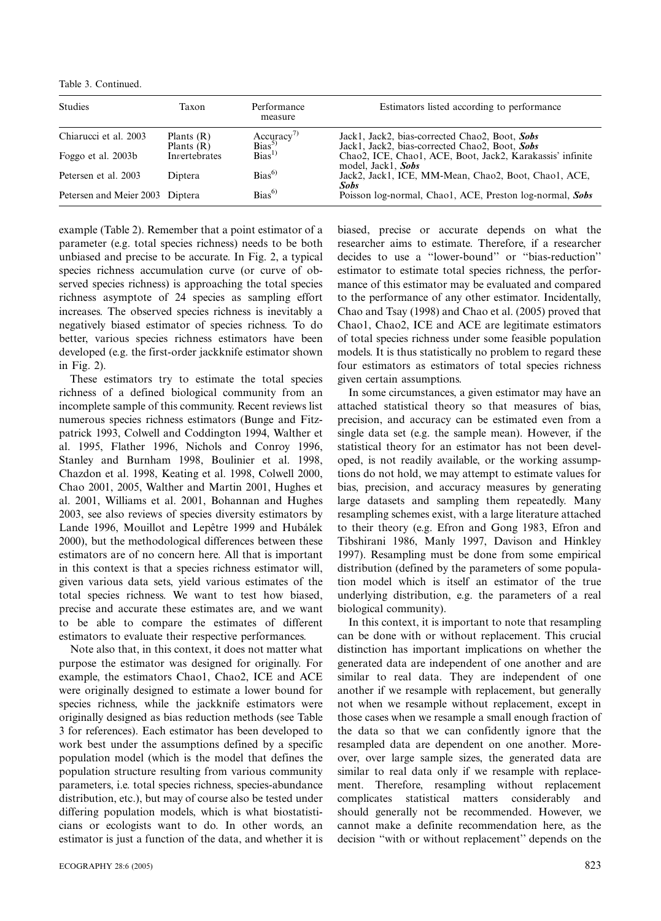Table 3. Continued.

| Studies | Taxon | Performance measure | Estimators listed according to performance |
|---|---|---|---|
| Chiarucci et al. 2003 | Plants (R) | Accuracy[7)] | Jack1, Jack2, bias-corrected Chao2, Boot, ***Sobs*** |
| | Plants (R) | Bias[5)] | Jack1, Jack2, bias-corrected Chao2, Boot, ***Sobs*** |
| Foggo et al. 2003b | Invertebrates | Bias[1)] | Chao2, ICE, Chao1, ACE, Boot, Jack2, Karakassis' infinite model, Jack1, ***Sobs*** |
| Petersen et al. 2003 | Diptera | Bias[6)] | Jack2, Jack1, ICE, MM-Mean, Chao2, Boot, Chao1, ACE, ***Sobs*** |
| Petersen and Meier 2003 | Diptera | Bias[6)] | Poisson log-normal, Chao1, ACE, Preston log-normal, ***Sobs*** |

example (Table 2). Remember that a point estimator of a parameter (e.g. total species richness) needs to be both unbiased and precise to be accurate. In Fig. 2, a typical species richness accumulation curve (or curve of observed species richness) is approaching the total species richness asymptote of 24 species as sampling effort increases. The observed species richness is inevitably a negatively biased estimator of species richness. To do better, various species richness estimators have been developed (e.g. the first-order jackknife estimator shown in Fig. 2).

These estimators try to estimate the total species richness of a defined biological community from an incomplete sample of this community. Recent reviews list numerous species richness estimators (Bunge and Fitzpatrick 1993, Colwell and Coddington 1994, Walther et al. 1995, Flather 1996, Nichols and Conroy 1996, Stanley and Burnham 1998, Boulinier et al. 1998, Chazdon et al. 1998, Keating et al. 1998, Colwell 2000, Chao 2001, 2005, Walther and Martin 2001, Hughes et al. 2001, Williams et al. 2001, Bohannan and Hughes 2003, see also reviews of species diversity estimators by Lande 1996, Mouillot and Lepêtre 1999 and Hubálek 2000), but the methodological differences between these estimators are of no concern here. All that is important in this context is that a species richness estimator will, given various data sets, yield various estimates of the total species richness. We want to test how biased, precise and accurate these estimates are, and we want to be able to compare the estimates of different estimators to evaluate their respective performances.

Note also that, in this context, it does not matter what purpose the estimator was designed for originally. For example, the estimators Chao1, Chao2, ICE and ACE were originally designed to estimate a lower bound for species richness, while the jackknife estimators were originally designed as bias reduction methods (see Table 3 for references). Each estimator has been developed to work best under the assumptions defined by a specific population model (which is the model that defines the population structure resulting from various community parameters, i.e. total species richness, species-abundance distribution, etc.), but may of course also be tested under differing population models, which is what biostatisticians or ecologists want to do. In other words, an estimator is just a function of the data, and whether it is biased, precise or accurate depends on what the researcher aims to estimate. Therefore, if a researcher decides to use a "lower-bound" or "bias-reduction" estimator to estimate total species richness, the performance of this estimator may be evaluated and compared to the performance of any other estimator. Incidentally, Chao and Tsay (1998) and Chao et al. (2005) proved that Chao1, Chao2, ICE and ACE are legitimate estimators of total species richness under some feasible population models. It is thus statistically no problem to regard these four estimators as estimators of total species richness given certain assumptions.

In some circumstances, a given estimator may have an attached statistical theory so that measures of bias, precision, and accuracy can be estimated even from a single data set (e.g. the sample mean). However, if the statistical theory for an estimator has not been developed, is not readily available, or the working assumptions do not hold, we may attempt to estimate values for bias, precision, and accuracy measures by generating large datasets and sampling them repeatedly. Many resampling schemes exist, with a large literature attached to their theory (e.g. Efron and Gong 1983, Efron and Tibshirani 1986, Manly 1997, Davison and Hinkley 1997). Resampling must be done from some empirical distribution (defined by the parameters of some population model which is itself an estimator of the true underlying distribution, e.g. the parameters of a real biological community).

In this context, it is important to note that resampling can be done with or without replacement. This crucial distinction has important implications on whether the generated data are independent of one another and are similar to real data. They are independent of one another if we resample with replacement, but generally not when we resample without replacement, except in those cases when we resample a small enough fraction of the data so that we can confidently ignore that the resampled data are dependent on one another. Moreover, over large sample sizes, the generated data are similar to real data only if we resample with replacement. Therefore, resampling without replacement complicates statistical matters considerably and should generally not be recommended. However, we cannot make a definite recommendation here, as the decision "with or without replacement" depends on the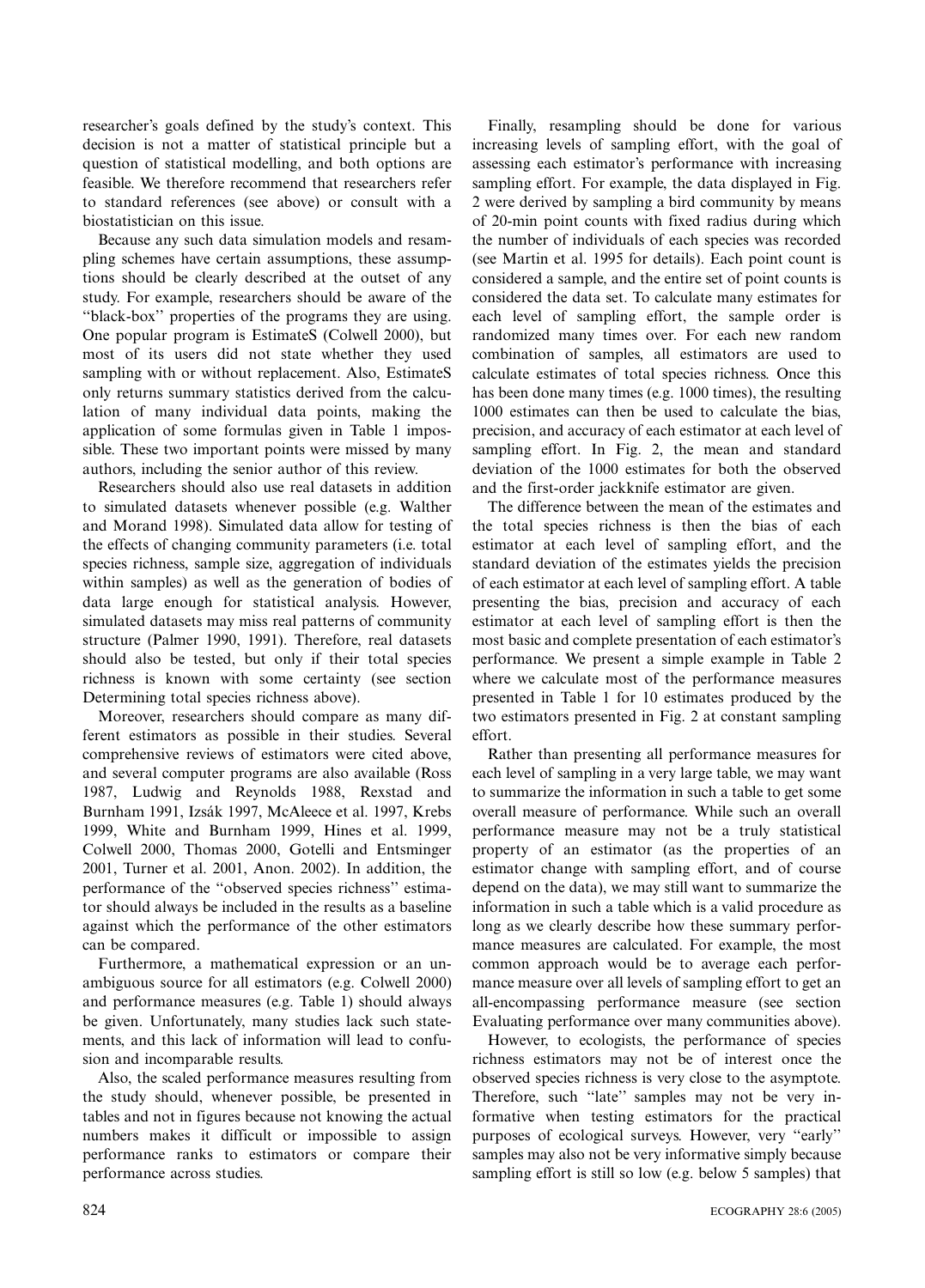researcher's goals defined by the study's context. This decision is not a matter of statistical principle but a question of statistical modelling, and both options are feasible. We therefore recommend that researchers refer to standard references (see above) or consult with a biostatistician on this issue.

Because any such data simulation models and resampling schemes have certain assumptions, these assumptions should be clearly described at the outset of any study. For example, researchers should be aware of the "black-box" properties of the programs they are using. One popular program is EstimateS (Colwell 2000), but most of its users did not state whether they used sampling with or without replacement. Also, EstimateS only returns summary statistics derived from the calculation of many individual data points, making the application of some formulas given in Table 1 impossible. These two important points were missed by many authors, including the senior author of this review.

Researchers should also use real datasets in addition to simulated datasets whenever possible (e.g. Walther and Morand 1998). Simulated data allow for testing of the effects of changing community parameters (i.e. total species richness, sample size, aggregation of individuals within samples) as well as the generation of bodies of data large enough for statistical analysis. However, simulated datasets may miss real patterns of community structure (Palmer 1990, 1991). Therefore, real datasets should also be tested, but only if their total species richness is known with some certainty (see section Determining total species richness above).

Moreover, researchers should compare as many different estimators as possible in their studies. Several comprehensive reviews of estimators were cited above, and several computer programs are also available (Ross 1987, Ludwig and Reynolds 1988, Rexstad and Burnham 1991, Izsák 1997, McAleece et al. 1997, Krebs 1999, White and Burnham 1999, Hines et al. 1999, Colwell 2000, Thomas 2000, Gotelli and Entsminger 2001, Turner et al. 2001, Anon. 2002). In addition, the performance of the "observed species richness" estimator should always be included in the results as a baseline against which the performance of the other estimators can be compared.

Furthermore, a mathematical expression or an unambiguous source for all estimators (e.g. Colwell 2000) and performance measures (e.g. Table 1) should always be given. Unfortunately, many studies lack such statements, and this lack of information will lead to confusion and incomparable results.

Also, the scaled performance measures resulting from the study should, whenever possible, be presented in tables and not in figures because not knowing the actual numbers makes it difficult or impossible to assign performance ranks to estimators or compare their performance across studies.

Finally, resampling should be done for various increasing levels of sampling effort, with the goal of assessing each estimator's performance with increasing sampling effort. For example, the data displayed in Fig. 2 were derived by sampling a bird community by means of 20-min point counts with fixed radius during which the number of individuals of each species was recorded (see Martin et al. 1995 for details). Each point count is considered a sample, and the entire set of point counts is considered the data set. To calculate many estimates for each level of sampling effort, the sample order is randomized many times over. For each new random combination of samples, all estimators are used to calculate estimates of total species richness. Once this has been done many times (e.g. 1000 times), the resulting 1000 estimates can then be used to calculate the bias, precision, and accuracy of each estimator at each level of sampling effort. In Fig. 2, the mean and standard deviation of the 1000 estimates for both the observed and the first-order jackknife estimator are given.

The difference between the mean of the estimates and the total species richness is then the bias of each estimator at each level of sampling effort, and the standard deviation of the estimates yields the precision of each estimator at each level of sampling effort. A table presenting the bias, precision and accuracy of each estimator at each level of sampling effort is then the most basic and complete presentation of each estimator's performance. We present a simple example in Table 2 where we calculate most of the performance measures presented in Table 1 for 10 estimates produced by the two estimators presented in Fig. 2 at constant sampling effort.

Rather than presenting all performance measures for each level of sampling in a very large table, we may want to summarize the information in such a table to get some overall measure of performance. While such an overall performance measure may not be a truly statistical property of an estimator (as the properties of an estimator change with sampling effort, and of course depend on the data), we may still want to summarize the information in such a table which is a valid procedure as long as we clearly describe how these summary performance measures are calculated. For example, the most common approach would be to average each performance measure over all levels of sampling effort to get an all-encompassing performance measure (see section Evaluating performance over many communities above).

However, to ecologists, the performance of species richness estimators may not be of interest once the observed species richness is very close to the asymptote. Therefore, such "late" samples may not be very informative when testing estimators for the practical purposes of ecological surveys. However, very "early" samples may also not be very informative simply because sampling effort is still so low (e.g. below 5 samples) that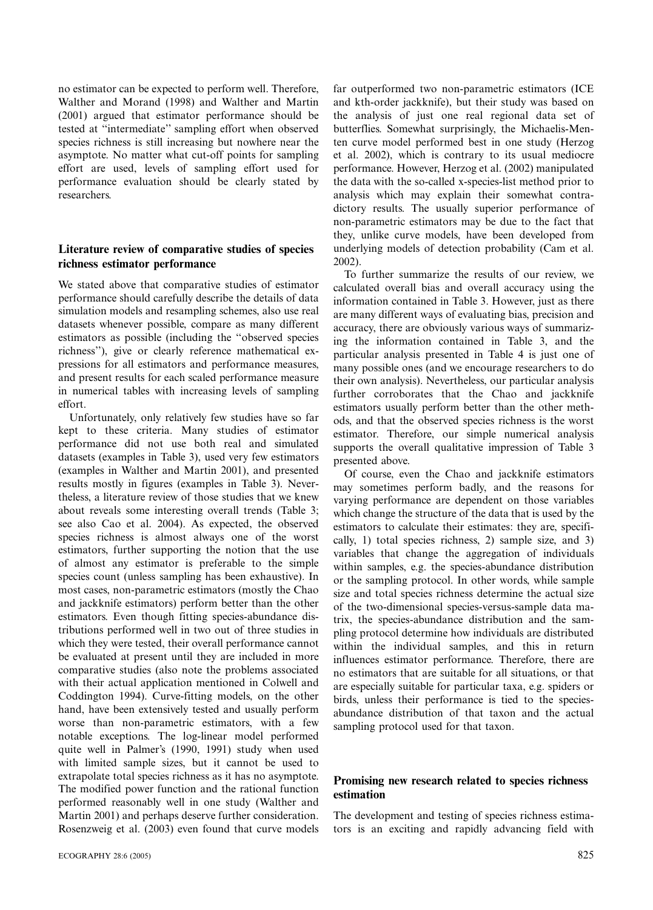no estimator can be expected to perform well. Therefore, Walther and Morand (1998) and Walther and Martin (2001) argued that estimator performance should be tested at "intermediate" sampling effort when observed species richness is still increasing but nowhere near the asymptote. No matter what cut-off points for sampling effort are used, levels of sampling effort used for performance evaluation should be clearly stated by researchers.

## Literature review of comparative studies of species richness estimator performance

We stated above that comparative studies of estimator performance should carefully describe the details of data simulation models and resampling schemes, also use real datasets whenever possible, compare as many different estimators as possible (including the "observed species richness"), give or clearly reference mathematical expressions for all estimators and performance measures, and present results for each scaled performance measure in numerical tables with increasing levels of sampling effort.

Unfortunately, only relatively few studies have so far kept to these criteria. Many studies of estimator performance did not use both real and simulated datasets (examples in Table 3), used very few estimators (examples in Walther and Martin 2001), and presented results mostly in figures (examples in Table 3). Nevertheless, a literature review of those studies that we knew about reveals some interesting overall trends (Table 3; see also Cao et al. 2004). As expected, the observed species richness is almost always one of the worst estimators, further supporting the notion that the use of almost any estimator is preferable to the simple species count (unless sampling has been exhaustive). In most cases, non-parametric estimators (mostly the Chao and jackknife estimators) perform better than the other estimators. Even though fitting species-abundance distributions performed well in two out of three studies in which they were tested, their overall performance cannot be evaluated at present until they are included in more comparative studies (also note the problems associated with their actual application mentioned in Colwell and Coddington 1994). Curve-fitting models, on the other hand, have been extensively tested and usually perform worse than non-parametric estimators, with a few notable exceptions. The log-linear model performed quite well in Palmer's (1990, 1991) study when used with limited sample sizes, but it cannot be used to extrapolate total species richness as it has no asymptote. The modified power function and the rational function performed reasonably well in one study (Walther and Martin 2001) and perhaps deserve further consideration. Rosenzweig et al. (2003) even found that curve models far outperformed two non-parametric estimators (ICE and kth-order jackknife), but their study was based on the analysis of just one real regional data set of butterflies. Somewhat surprisingly, the Michaelis-Menten curve model performed best in one study (Herzog et al. 2002), which is contrary to its usual mediocre performance. However, Herzog et al. (2002) manipulated the data with the so-called x-species-list method prior to analysis which may explain their somewhat contradictory results. The usually superior performance of non-parametric estimators may be due to the fact that they, unlike curve models, have been developed from underlying models of detection probability (Cam et al. 2002).

To further summarize the results of our review, we calculated overall bias and overall accuracy using the information contained in Table 3. However, just as there are many different ways of evaluating bias, precision and accuracy, there are obviously various ways of summarizing the information contained in Table 3, and the particular analysis presented in Table 4 is just one of many possible ones (and we encourage researchers to do their own analysis). Nevertheless, our particular analysis further corroborates that the Chao and jackknife estimators usually perform better than the other methods, and that the observed species richness is the worst estimator. Therefore, our simple numerical analysis supports the overall qualitative impression of Table 3 presented above.

Of course, even the Chao and jackknife estimators may sometimes perform badly, and the reasons for varying performance are dependent on those variables which change the structure of the data that is used by the estimators to calculate their estimates: they are, specifically, 1) total species richness, 2) sample size, and 3) variables that change the aggregation of individuals within samples, e.g. the species-abundance distribution or the sampling protocol. In other words, while sample size and total species richness determine the actual size of the two-dimensional species-versus-sample data matrix, the species-abundance distribution and the sampling protocol determine how individuals are distributed within the individual samples, and this in return influences estimator performance. Therefore, there are no estimators that are suitable for all situations, or that are especially suitable for particular taxa, e.g. spiders or birds, unless their performance is tied to the species-abundance distribution of that taxon and the actual sampling protocol used for that taxon.

## Promising new research related to species richness estimation

The development and testing of species richness estimators is an exciting and rapidly advancing field with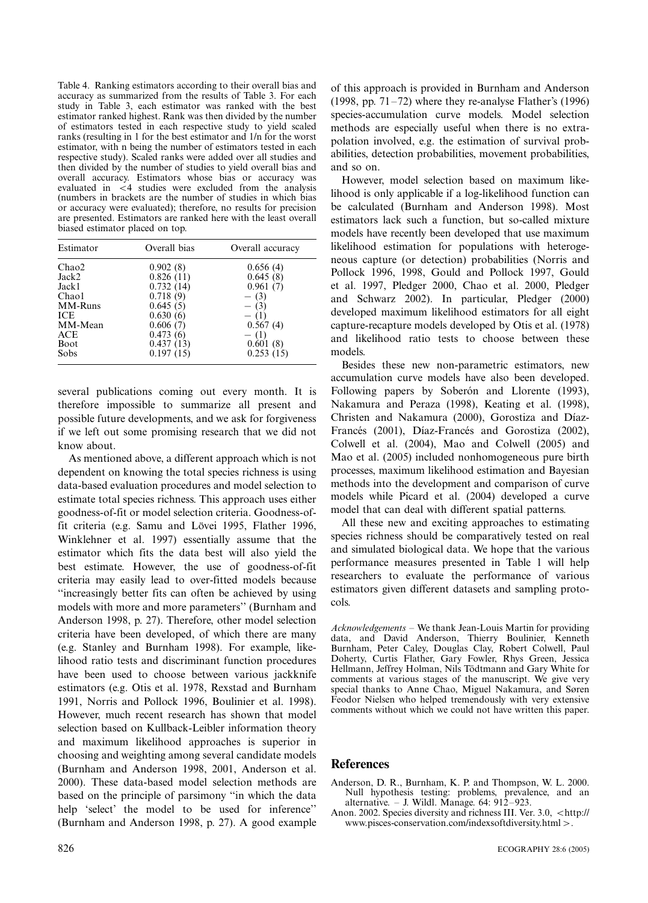Table 4. Ranking estimators according to their overall bias and accuracy as summarized from the results of Table 3. For each study in Table 3, each estimator was ranked with the best estimator ranked highest. Rank was then divided by the number of estimators tested in each respective study to yield scaled ranks (resulting in 1 for the best estimator and 1/n for the worst estimator, with n being the number of estimators tested in each respective study). Scaled ranks were added over all studies and then divided by the number of studies to yield overall bias and overall accuracy. Estimators whose bias or accuracy was evaluated in <4 studies were excluded from the analysis (numbers in brackets are the number of studies in which bias or accuracy were evaluated); therefore, no results for precision are presented. Estimators are ranked here with the least overall biased estimator placed on top.

| Estimator | Overall bias | Overall accuracy |
|---|---|---|
| Chao2 | 0.902 (8) | 0.656 (4) |
| Jack2 | 0.826 (11) | 0.645 (8) |
| Jack1 | 0.732 (14) | 0.961 (7) |
| Chao1 | 0.718 (9) | – (3) |
| MM-Runs | 0.645 (5) | – (3) |
| ICE | 0.630 (6) | – (1) |
| MM-Mean | 0.606 (7) | 0.567 (4) |
| ACE | 0.473 (6) | – (1) |
| Boot | 0.437 (13) | 0.601 (8) |
| Sobs | 0.197 (15) | 0.253 (15) |

several publications coming out every month. It is therefore impossible to summarize all present and possible future developments, and we ask for forgiveness if we left out some promising research that we did not know about.

As mentioned above, a different approach which is not dependent on knowing the total species richness is using data-based evaluation procedures and model selection to estimate total species richness. This approach uses either goodness-of-fit or model selection criteria. Goodness-of-fit criteria (e.g. Samu and Lövei 1995, Flather 1996, Winklehner et al. 1997) essentially assume that the estimator which fits the data best will also yield the best estimate. However, the use of goodness-of-fit criteria may easily lead to over-fitted models because "increasingly better fits can often be achieved by using models with more and more parameters" (Burnham and Anderson 1998, p. 27). Therefore, other model selection criteria have been developed, of which there are many (e.g. Stanley and Burnham 1998). For example, likelihood ratio tests and discriminant function procedures have been used to choose between various jackknife estimators (e.g. Otis et al. 1978, Rexstad and Burnham 1991, Norris and Pollock 1996, Boulinier et al. 1998). However, much recent research has shown that model selection based on Kullback-Leibler information theory and maximum likelihood approaches is superior in choosing and weighting among several candidate models (Burnham and Anderson 1998, 2001, Anderson et al. 2000). These data-based model selection methods are based on the principle of parsimony "in which the data help 'select' the model to be used for inference" (Burnham and Anderson 1998, p. 27). A good example of this approach is provided in Burnham and Anderson (1998, pp. 71–72) where they re-analyse Flather's (1996) species-accumulation curve models. Model selection methods are especially useful when there is no extrapolation involved, e.g. the estimation of survival probabilities, detection probabilities, movement probabilities, and so on.

However, model selection based on maximum likelihood is only applicable if a log-likelihood function can be calculated (Burnham and Anderson 1998). Most estimators lack such a function, but so-called mixture models have recently been developed that use maximum likelihood estimation for populations with heterogeneous capture (or detection) probabilities (Norris and Pollock 1996, 1998, Gould and Pollock 1997, Gould et al. 1997, Pledger 2000, Chao et al. 2000, Pledger and Schwarz 2002). In particular, Pledger (2000) developed maximum likelihood estimators for all eight capture-recapture models developed by Otis et al. (1978) and likelihood ratio tests to choose between these models.

Besides these new non-parametric estimators, new accumulation curve models have also been developed. Following papers by Soberón and Llorente (1993), Nakamura and Peraza (1998), Keating et al. (1998), Christen and Nakamura (2000), Gorostiza and Díaz-Francés (2001), Díaz-Francés and Gorostiza (2002), Colwell et al. (2004), Mao and Colwell (2005) and Mao et al. (2005) included nonhomogeneous pure birth processes, maximum likelihood estimation and Bayesian methods into the development and comparison of curve models while Picard et al. (2004) developed a curve model that can deal with different spatial patterns.

All these new and exciting approaches to estimating species richness should be comparatively tested on real and simulated biological data. We hope that the various performance measures presented in Table 1 will help researchers to evaluate the performance of various estimators given different datasets and sampling protocols.

*Acknowledgements* – We thank Jean-Louis Martin for providing data, and David Anderson, Thierry Boulinier, Kenneth Burnham, Peter Caley, Douglas Clay, Robert Colwell, Paul Doherty, Curtis Flather, Gary Fowler, Rhys Green, Jessica Hellmann, Jeffrey Holman, Nils Tödtmann and Gary White for comments at various stages of the manuscript. We give very special thanks to Anne Chao, Miguel Nakamura, and Søren Feodor Nielsen who helped tremendously with very extensive comments without which we could not have written this paper.

## References

Anderson, D. R., Burnham, K. P. and Thompson, W. L. 2000. Null hypothesis testing: problems, prevalence, and an alternative. – J. Wildl. Manage. 64: 912–923.

Anon. 2002. Species diversity and richness III. Ver. 3.0, <http://www.pisces-conservation.com/indexsoftdiversity.html>.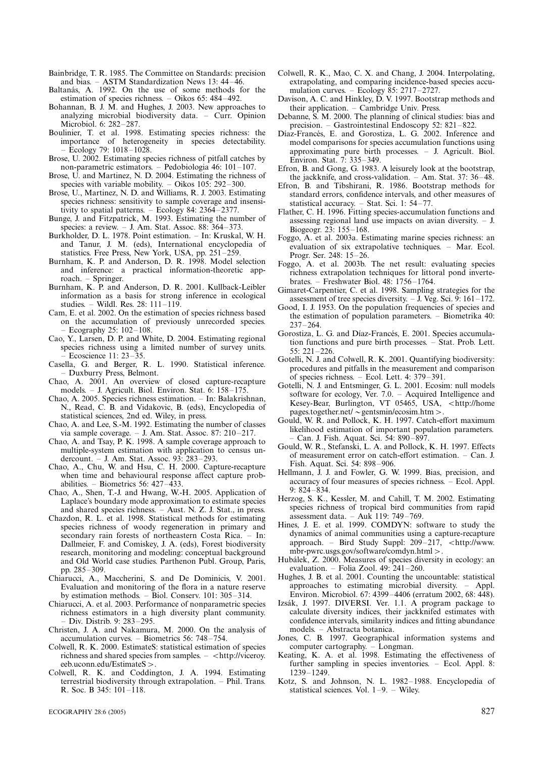Bainbridge, T. R. 1985. The Committee on Standards: precision and bias. – ASTM Standardization News 13: 44–46.

Baltanás, A. 1992. On the use of some methods for the estimation of species richness. – Oikos 65: 484–492.

Bohannan, B. J. M. and Hughes, J. 2003. New approaches to analyzing microbial biodiversity data. – Curr. Opinion Microbiol. 6: 282–287.

Boulinier, T. et al. 1998. Estimating species richness: the importance of heterogeneity in species detectability. – Ecology 79: 1018–1028.

Brose, U. 2002. Estimating species richness of pitfall catches by non-parametric estimators. – Pedobiologia 46: 101–107.

Brose, U. and Martinez, N. D. 2004. Estimating the richness of species with variable mobility. – Oikos 105: 292–300.

Brose, U., Martinez, N. D. and Williams, R. J. 2003. Estimating species richness: sensitivity to sample coverage and insensitivity to spatial patterns. – Ecology 84: 2364–2377.

Bunge, J. and Fitzpatrick, M. 1993. Estimating the number of species: a review. – J. Am. Stat. Assoc. 88: 364–373.

Burkholder, D. L. 1978. Point estimation. – In: Kruskal, W. H. and Tanur, J. M. (eds), International encyclopedia of statistics. Free Press, New York, USA, pp. 251–259.

Burnham, K. P. and Anderson, D. R. 1998. Model selection and inference: a practical information-theoretic approach. – Springer.

Burnham, K. P. and Anderson, D. R. 2001. Kullback-Leibler information as a basis for strong inference in ecological studies. – Wildl. Res. 28: 111–119.

Cam, E. et al. 2002. On the estimation of species richness based on the accumulation of previously unrecorded species. – Ecography 25: 102–108.

Cao, Y., Larsen, D. P. and White, D. 2004. Estimating regional species richness using a limited number of survey units. – Ecoscience 11: 23–35.

Casella, G. and Berger, R. L. 1990. Statistical inference. – Duxburry Press, Belmont.

Chao, A. 2001. An overview of closed capture-recapture models. – J. Agricult. Biol. Environ. Stat. 6: 158–175.

Chao, A. 2005. Species richness estimation. – In: Balakrishnan, N., Read, C. B. and Vidakovic, B. (eds), Encyclopedia of statistical sciences, 2nd ed. Wiley, in press.

Chao, A. and Lee, S.-M. 1992. Estimating the number of classes via sample coverage. – J. Am. Stat. Assoc. 87: 210–217.

Chao, A. and Tsay, P. K. 1998. A sample coverage approach to multiple-system estimation with application to census undercount. – J. Am. Stat. Assoc. 93: 283–293.

Chao, A., Chu, W. and Hsu, C. H. 2000. Capture-recapture when time and behavioural response affect capture probabilities. – Biometrics 56: 427–433.

Chao, A., Shen, T.-J. and Hwang, W.-H. 2005. Application of Laplace's boundary mode approximation to estimate species and shared species richness. – Aust. N. Z. J. Stat., in press.

Chazdon, R. L. et al. 1998. Statistical methods for estimating species richness of woody regeneration in primary and secondary rain forests of northeastern Costa Rica. – In: Dallmeier, F. and Comiskey, J. A. (eds), Forest biodiversity research, monitoring and modeling: conceptual background and Old World case studies. Parthenon Publ. Group, Paris, pp. 285–309.

Chiarucci, A., Maccherini, S. and De Dominicis, V. 2001. Evaluation and monitoring of the flora in a nature reserve by estimation methods. – Biol. Conserv. 101: 305–314.

Chiarucci, A. et al. 2003. Performance of nonparametric species richness estimators in a high diversity plant community. – Div. Distrib. 9: 283–295.

Christen, J. A. and Nakamura, M. 2000. On the analysis of accumulation curves. – Biometrics 56: 748–754.

Colwell, R. K. 2000. EstimateS: statistical estimation of species richness and shared species from samples. – <http://viceroy.eeb.uconn.edu/EstimateS>.

Colwell, R. K. and Coddington, J. A. 1994. Estimating terrestrial biodiversity through extrapolation. – Phil. Trans. R. Soc. B 345: 101–118.

Colwell, R. K., Mao, C. X. and Chang, J. 2004. Interpolating, extrapolating, and comparing incidence-based species accumulation curves. – Ecology 85: 2717–2727.

Davison, A. C. and Hinkley, D. V. 1997. Bootstrap methods and their application. – Cambridge Univ. Press.

Debanne, S. M. 2000. The planning of clinical studies: bias and precision. – Gastrointestinal Endoscopy 52: 821–822.

Díaz-Francés, E. and Gorostiza, L. G. 2002. Inference and model comparisons for species accumulation functions using approximating pure birth processes. – J. Agricult. Biol. Environ. Stat. 7: 335–349.

Efron, B. and Gong, G. 1983. A leisurely look at the bootstrap, the jackknife, and cross-validation. – Am. Stat. 37: 36–48.

Efron, B. and Tibshirani, R. 1986. Bootstrap methods for standard errors, confidence intervals, and other measures of statistical accuracy. – Stat. Sci. 1: 54–77.

Flather, C. H. 1996. Fitting species-accumulation functions and assessing regional land use impacts on avian diversity. – J. Biogeogr. 23: 155–168.

Foggo, A. et al. 2003a. Estimating marine species richness: an evaluation of six extrapolative techniques. – Mar. Ecol. Progr. Ser. 248: 15–26.

Foggo, A. et al. 2003b. The net result: evaluating species richness extrapolation techniques for littoral pond invertebrates. – Freshwater Biol. 48: 1756–1764.

Gimaret-Carpentier, C. et al. 1998. Sampling strategies for the assessment of tree species diversity. – J. Veg. Sci. 9: 161–172.

Good, I. J. 1953. On the population frequencies of species and the estimation of population parameters. – Biometrika 40: 237–264.

Gorostiza, L. G. and Díaz-Francés, E. 2001. Species accumulation functions and pure birth processes. – Stat. Prob. Lett. 55: 221–226.

Gotelli, N. J. and Colwell, R. K. 2001. Quantifying biodiversity: procedures and pitfalls in the measurement and comparison of species richness. – Ecol. Lett. 4: 379–391.

Gotelli, N. J. and Entsminger, G. L. 2001. Ecosim: null models software for ecology, Ver. 7.0. – Acquired Intelligence and Kesey-Bear, Burlington, VT 05465, USA, <http://homepages.together.net/~gentsmin/ecosim.htm>.

Gould, W. R. and Pollock, K. H. 1997. Catch-effort maximum likelihood estimation of important population parameters. – Can. J. Fish. Aquat. Sci. 54: 890–897.

Gould, W. R., Stefanski, L. A. and Pollock, K. H. 1997. Effects of measurement error on catch-effort estimation. – Can. J. Fish. Aquat. Sci. 54: 898–906.

Hellmann, J. J. and Fowler, G. W. 1999. Bias, precision, and accuracy of four measures of species richness. – Ecol. Appl. 9: 824–834.

Herzog, S. K., Kessler, M. and Cahill, T. M. 2002. Estimating species richness of tropical bird communities from rapid assessment data. – Auk 119: 749–769.

Hines, J. E. et al. 1999. COMDYN: software to study the dynamics of animal communities using a capture-recapture approach. – Bird Study Suppl: 209–217, <http://www.mbr-pwrc.usgs.gov/software/comdyn.html>.

Hubálek, Z. 2000. Measures of species diversity in ecology: an evaluation. – Folia Zool. 49: 241–260.

Hughes, J. B. et al. 2001. Counting the uncountable: statistical approaches to estimating microbial diversity. – Appl. Environ. Microbiol. 67: 4399–4406 (erratum 2002, 68: 448).

Izsák, J. 1997. DIVERSI. Ver. 1.1. A program package to calculate diversity indices, their jackknifed estimates with confidence intervals, similarity indices and fitting abundance models. – Abstracta botanica.

Jones, C. B. 1997. Geographical information systems and computer cartography. – Longman.

Keating, K. A. et al. 1998. Estimating the effectiveness of further sampling in species inventories. – Ecol. Appl. 8: 1239–1249.

Kotz, S. and Johnson, N. L. 1982–1988. Encyclopedia of statistical sciences. Vol. 1–9. – Wiley.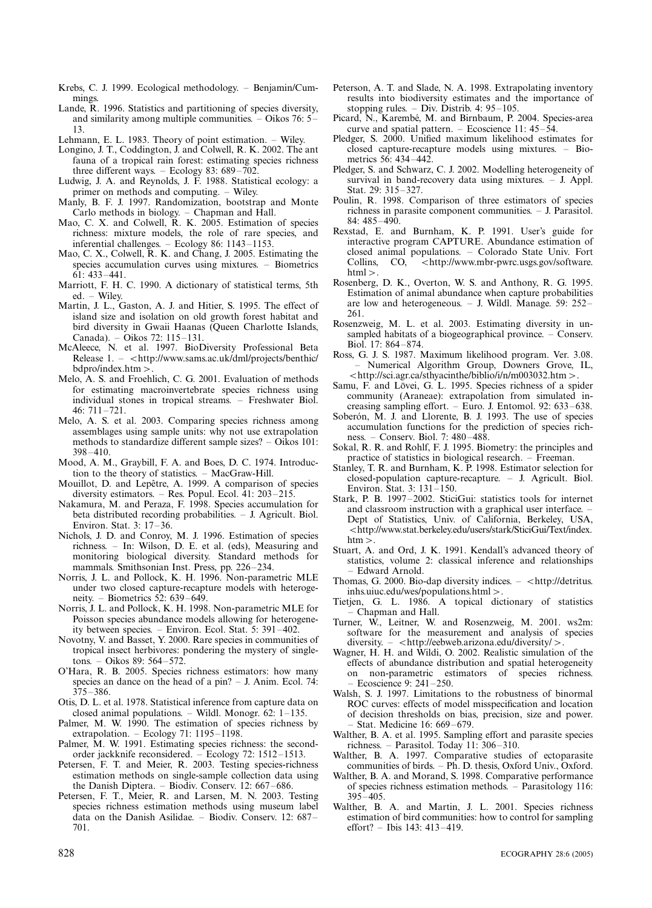Krebs, C. J. 1999. Ecological methodology. – Benjamin/Cummings.

Lande, R. 1996. Statistics and partitioning of species diversity, and similarity among multiple communities. – Oikos 76: 5–13.

Lehmann, E. L. 1983. Theory of point estimation. – Wiley.

Longino, J. T., Coddington, J. and Colwell, R. K. 2002. The ant fauna of a tropical rain forest: estimating species richness three different ways. – Ecology 83: 689–702.

Ludwig, J. A. and Reynolds, J. F. 1988. Statistical ecology: a primer on methods and computing. – Wiley.

Manly, B. F. J. 1997. Randomization, bootstrap and Monte Carlo methods in biology. – Chapman and Hall.

Mao, C. X. and Colwell, R. K. 2005. Estimation of species richness: mixture models, the role of rare species, and inferential challenges. – Ecology 86: 1143–1153.

Mao, C. X., Colwell, R. K. and Chang, J. 2005. Estimating the species accumulation curves using mixtures. – Biometrics 61: 433–441.

Marriott, F. H. C. 1990. A dictionary of statistical terms, 5th ed. – Wiley.

Martin, J. L., Gaston, A. J. and Hitier, S. 1995. The effect of island size and isolation on old growth forest habitat and bird diversity in Gwaii Haanas (Queen Charlotte Islands, Canada). – Oikos 72: 115–131.

McAleece, N. et al. 1997. BioDiversity Professional Beta Release 1. – <http://www.sams.ac.uk/dml/projects/benthic/bdpro/index.htm>.

Melo, A. S. and Froehlich, C. G. 2001. Evaluation of methods for estimating macroinvertebrate species richness using individual stones in tropical streams. – Freshwater Biol. 46: 711–721.

Melo, A. S. et al. 2003. Comparing species richness among assemblages using sample units: why not use extrapolation methods to standardize different sample sizes? – Oikos 101: 398–410.

Mood, A. M., Graybill, F. A. and Boes, D. C. 1974. Introduction to the theory of statistics. – MacGraw-Hill.

Mouillot, D. and Lepêtre, A. 1999. A comparison of species diversity estimators. – Res. Popul. Ecol. 41: 203–215.

Nakamura, M. and Peraza, F. 1998. Species accumulation for beta distributed recording probabilities. – J. Agricult. Biol. Environ. Stat. 3: 17–36.

Nichols, J. D. and Conroy, M. J. 1996. Estimation of species richness. – In: Wilson, D. E. et al. (eds), Measuring and monitoring biological diversity. Standard methods for mammals. Smithsonian Inst. Press, pp. 226–234.

Norris, J. L. and Pollock, K. H. 1996. Non-parametric MLE under two closed capture-recapture models with heterogeneity. – Biometrics 52: 639–649.

Norris, J. L. and Pollock, K. H. 1998. Non-parametric MLE for Poisson species abundance models allowing for heterogeneity between species. – Environ. Ecol. Stat. 5: 391–402.

Novotny, V. and Basset, Y. 2000. Rare species in communities of tropical insect herbivores: pondering the mystery of singletons. – Oikos 89: 564–572.

O'Hara, R. B. 2005. Species richness estimators: how many species an dance on the head of a pin? – J. Anim. Ecol. 74: 375–386.

Otis, D. L. et al. 1978. Statistical inference from capture data on closed animal populations. – Wildl. Monogr. 62: 1–135.

Palmer, M. W. 1990. The estimation of species richness by extrapolation. – Ecology 71: 1195–1198.

Palmer, M. W. 1991. Estimating species richness: the second-order jackknife reconsidered. – Ecology 72: 1512–1513.

Petersen, F. T. and Meier, R. 2003. Testing species-richness estimation methods on single-sample collection data using the Danish Diptera. – Biodiv. Conserv. 12: 667–686.

Petersen, F. T., Meier, R. and Larsen, M. N. 2003. Testing species richness estimation methods using museum label data on the Danish Asilidae. – Biodiv. Conserv. 12: 687–701.

Peterson, A. T. and Slade, N. A. 1998. Extrapolating inventory results into biodiversity estimates and the importance of stopping rules. – Div. Distrib. 4: 95–105.

Picard, N., Karembé, M. and Birnbaum, P. 2004. Species-area curve and spatial pattern. – Ecoscience 11: 45–54.

Pledger, S. 2000. Unified maximum likelihood estimates for closed capture-recapture models using mixtures. – Biometrics 56: 434–442.

Pledger, S. and Schwarz, C. J. 2002. Modelling heterogeneity of survival in band-recovery data using mixtures. – J. Appl. Stat. 29: 315–327.

Poulin, R. 1998. Comparison of three estimators of species richness in parasite component communities. – J. Parasitol. 84: 485–490.

Rexstad, E. and Burnham, K. P. 1991. User's guide for interactive program CAPTURE. Abundance estimation of closed animal populations. – Colorado State Univ. Fort Collins, CO, <http://www.mbr-pwrc.usgs.gov/software.html>.

Rosenberg, D. K., Overton, W. S. and Anthony, R. G. 1995. Estimation of animal abundance when capture probabilities are low and heterogeneous. – J. Wildl. Manage. 59: 252–261.

Rosenzweig, M. L. et al. 2003. Estimating diversity in unsampled habitats of a biogeographical province. – Conserv. Biol. 17: 864–874.

Ross, G. J. S. 1987. Maximum likelihood program. Ver. 3.08. – Numerical Algorithm Group, Downers Grove, IL, <http://sci.agr.ca/sthyacinthe/biblio/i/n/m003032.htm>.

Samu, F. and Lövei, G. L. 1995. Species richness of a spider community (Araneae): extrapolation from simulated increasing sampling effort. – Euro. J. Entomol. 92: 633–638.

Soberón, M. J. and Llorente, B. J. 1993. The use of species accumulation functions for the prediction of species richness. – Conserv. Biol. 7: 480–488.

Sokal, R. R. and Rohlf, F. J. 1995. Biometry: the principles and practice of statistics in biological research. – Freeman.

Stanley, T. R. and Burnham, K. P. 1998. Estimator selection for closed-population capture-recapture. – J. Agricult. Biol. Environ. Stat. 3: 131–150.

Stark, P. B. 1997–2002. SticiGui: statistics tools for internet and classroom instruction with a graphical user interface. – Dept of Statistics, Univ. of California, Berkeley, USA, <http://www.stat.berkeley.edu/users/stark/SticiGui/Text/index.htm>.

Stuart, A. and Ord, J. K. 1991. Kendall's advanced theory of statistics, volume 2: classical inference and relationships – Edward Arnold.

Thomas, G. 2000. Bio-dap diversity indices. – <http://detritus.inhs.uiuc.edu/wes/populations.html>.

Tietjen, G. L. 1986. A topical dictionary of statistics – Chapman and Hall.

Turner, W., Leitner, W. and Rosenzweig, M. 2001. ws2m: software for the measurement and analysis of species diversity. – <http://eebweb.arizona.edu/diversity/>.

Wagner, H. H. and Wildi, O. 2002. Realistic simulation of the effects of abundance distribution and spatial heterogeneity on non-parametric estimators of species richness. – Ecoscience 9: 241–250.

Walsh, S. J. 1997. Limitations to the robustness of binormal ROC curves: effects of model misspecification and location of decision thresholds on bias, precision, size and power. – Stat. Medicine 16: 669–679.

Walther, B. A. et al. 1995. Sampling effort and parasite species richness. – Parasitol. Today 11: 306–310.

Walther, B. A. 1997. Comparative studies of ectoparasite communities of birds. – Ph. D. thesis, Oxford Univ., Oxford.

Walther, B. A. and Morand, S. 1998. Comparative performance of species richness estimation methods. – Parasitology 116: 395–405.

Walther, B. A. and Martin, J. L. 2001. Species richness estimation of bird communities: how to control for sampling effort? – Ibis 143: 413–419.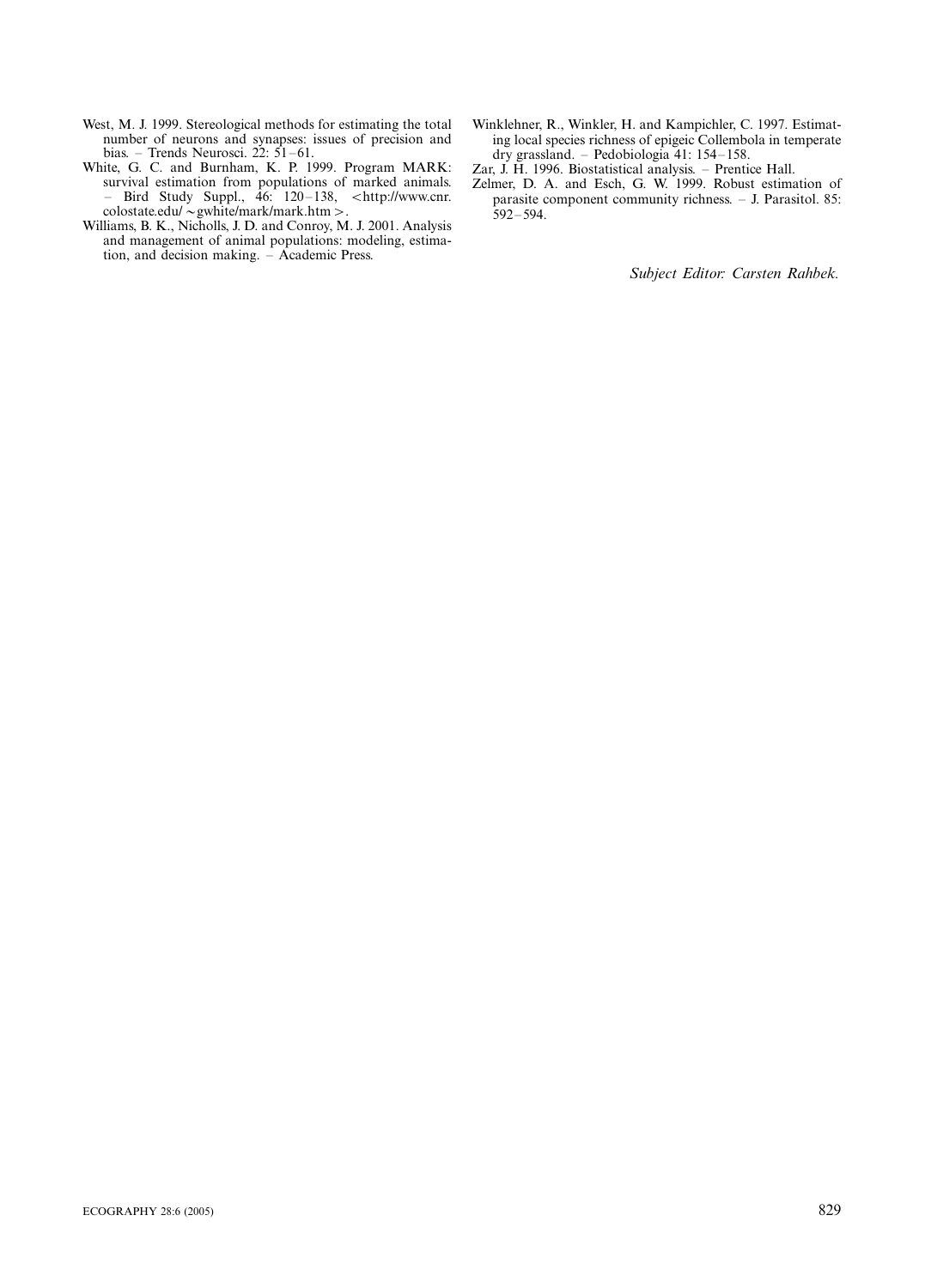West, M. J. 1999. Stereological methods for estimating the total number of neurons and synapses: issues of precision and bias. – Trends Neurosci. 22: 51–61.

White, G. C. and Burnham, K. P. 1999. Program MARK: survival estimation from populations of marked animals. – Bird Study Suppl., 46: 120–138, <http://www.cnr.colostate.edu/~gwhite/mark/mark.htm>.

Williams, B. K., Nicholls, J. D. and Conroy, M. J. 2001. Analysis and management of animal populations: modeling, estimation, and decision making. – Academic Press.

Winklehner, R., Winkler, H. and Kampichler, C. 1997. Estimating local species richness of epigeic Collembola in temperate dry grassland. – Pedobiologia 41: 154–158.

Zar, J. H. 1996. Biostatistical analysis. – Prentice Hall.

Zelmer, D. A. and Esch, G. W. 1999. Robust estimation of parasite component community richness. – J. Parasitol. 85: 592–594.

*Subject Editor: Carsten Rahbek.*